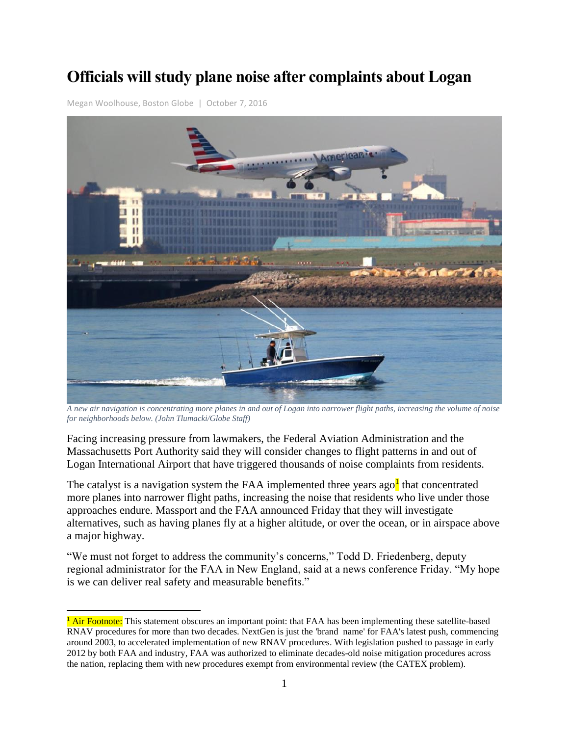# Officials will study plane noise after complaints about Logan

Megan Woolhouse, Boston Globe | October 7, 2016

*A new air navigation is concentrating more planes in and out of Logan into narrower flight paths, increasing the volume of noise for neighborhoods below. (John Tlumacki/Globe Staff)*

Facing increasing pressure from lawmakers, the Federal Aviation Administration and the Massachusetts Port Authority said they will consider changes to flight patterns in and out of Logan International Airport that have triggered thousands of noise complaints from residents.

The catalyst is a navigation system the FAA implemented three years ago[1] that concentrated more planes into narrower flight paths, increasing the noise that residents who live under those approaches endure. Massport and the FAA announced Friday that they will investigate alternatives, such as having planes fly at a higher altitude, or over the ocean, or in airspace above a major highway.

"We must not forget to address the community's concerns," Todd D. Friedenberg, deputy regional administrator for the FAA in New England, said at a news conference Friday. "My hope is we can deliver real safety and measurable benefits."

---

[1] Air Footnote: This statement obscures an important point: that FAA has been implementing these satellite-based RNAV procedures for more than two decades. NextGen is just the 'brand name' for FAA's latest push, commencing around 2003, to accelerated implementation of new RNAV procedures. With legislation pushed to passage in early 2012 by both FAA and industry, FAA was authorized to eliminate decades-old noise mitigation procedures across the nation, replacing them with new procedures exempt from environmental review (the CATEX problem).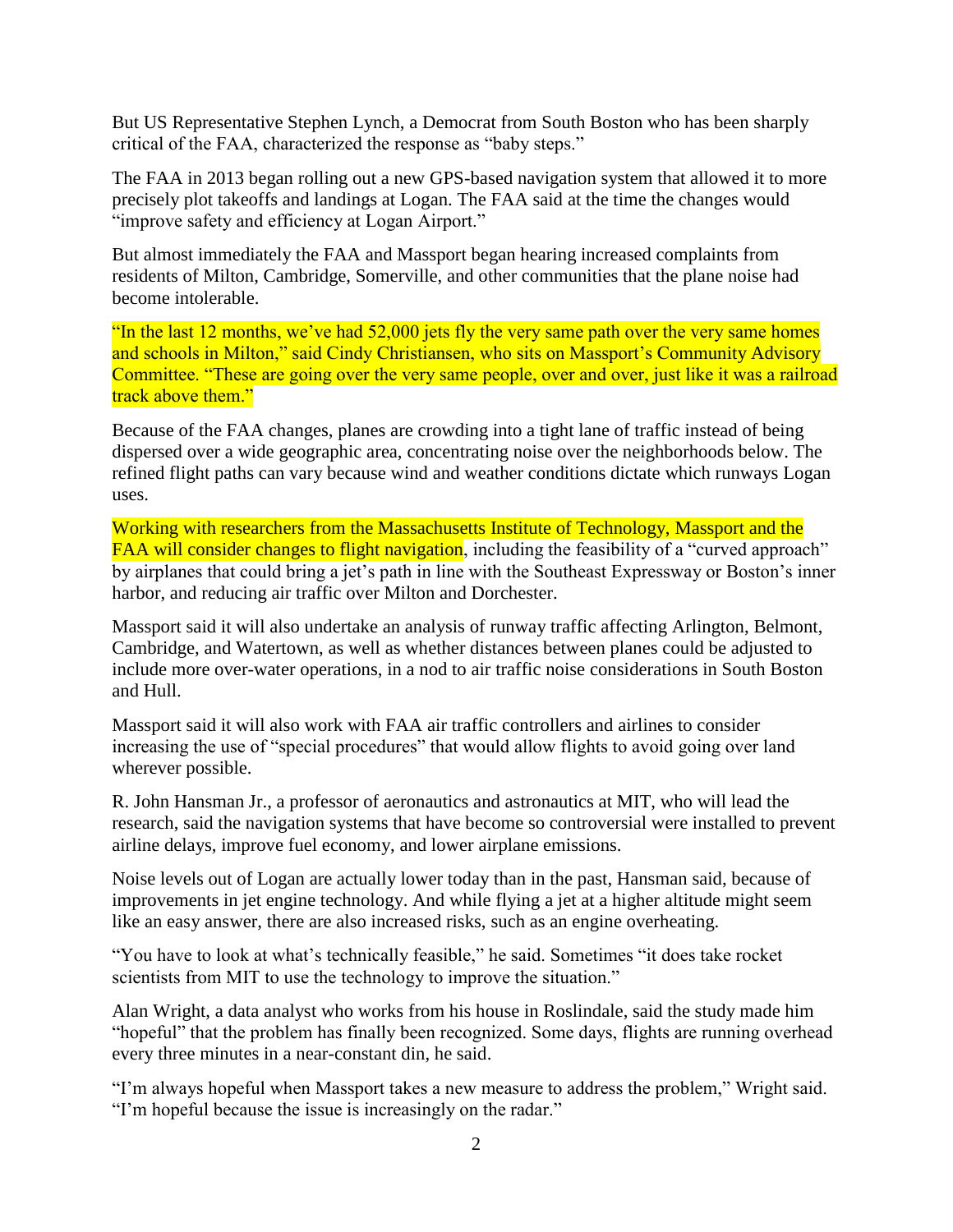But US Representative Stephen Lynch, a Democrat from South Boston who has been sharply critical of the FAA, characterized the response as “baby steps.”

The FAA in 2013 began rolling out a new GPS-based navigation system that allowed it to more precisely plot takeoffs and landings at Logan. The FAA said at the time the changes would “improve safety and efficiency at Logan Airport.”

But almost immediately the FAA and Massport began hearing increased complaints from residents of Milton, Cambridge, Somerville, and other communities that the plane noise had become intolerable.

“In the last 12 months, we’ve had 52,000 jets fly the very same path over the very same homes and schools in Milton,” said Cindy Christiansen, who sits on Massport’s Community Advisory Committee. “These are going over the very same people, over and over, just like it was a railroad track above them.”

Because of the FAA changes, planes are crowding into a tight lane of traffic instead of being dispersed over a wide geographic area, concentrating noise over the neighborhoods below. The refined flight paths can vary because wind and weather conditions dictate which runways Logan uses.

Working with researchers from the Massachusetts Institute of Technology, Massport and the FAA will consider changes to flight navigation, including the feasibility of a “curved approach” by airplanes that could bring a jet’s path in line with the Southeast Expressway or Boston’s inner harbor, and reducing air traffic over Milton and Dorchester.

Massport said it will also undertake an analysis of runway traffic affecting Arlington, Belmont, Cambridge, and Watertown, as well as whether distances between planes could be adjusted to include more over-water operations, in a nod to air traffic noise considerations in South Boston and Hull.

Massport said it will also work with FAA air traffic controllers and airlines to consider increasing the use of “special procedures” that would allow flights to avoid going over land wherever possible.

R. John Hansman Jr., a professor of aeronautics and astronautics at MIT, who will lead the research, said the navigation systems that have become so controversial were installed to prevent airline delays, improve fuel economy, and lower airplane emissions.

Noise levels out of Logan are actually lower today than in the past, Hansman said, because of improvements in jet engine technology. And while flying a jet at a higher altitude might seem like an easy answer, there are also increased risks, such as an engine overheating.

“You have to look at what’s technically feasible,” he said. Sometimes “it does take rocket scientists from MIT to use the technology to improve the situation.”

Alan Wright, a data analyst who works from his house in Roslindale, said the study made him “hopeful” that the problem has finally been recognized. Some days, flights are running overhead every three minutes in a near-constant din, he said.

“I’m always hopeful when Massport takes a new measure to address the problem,” Wright said. “I’m hopeful because the issue is increasingly on the radar.”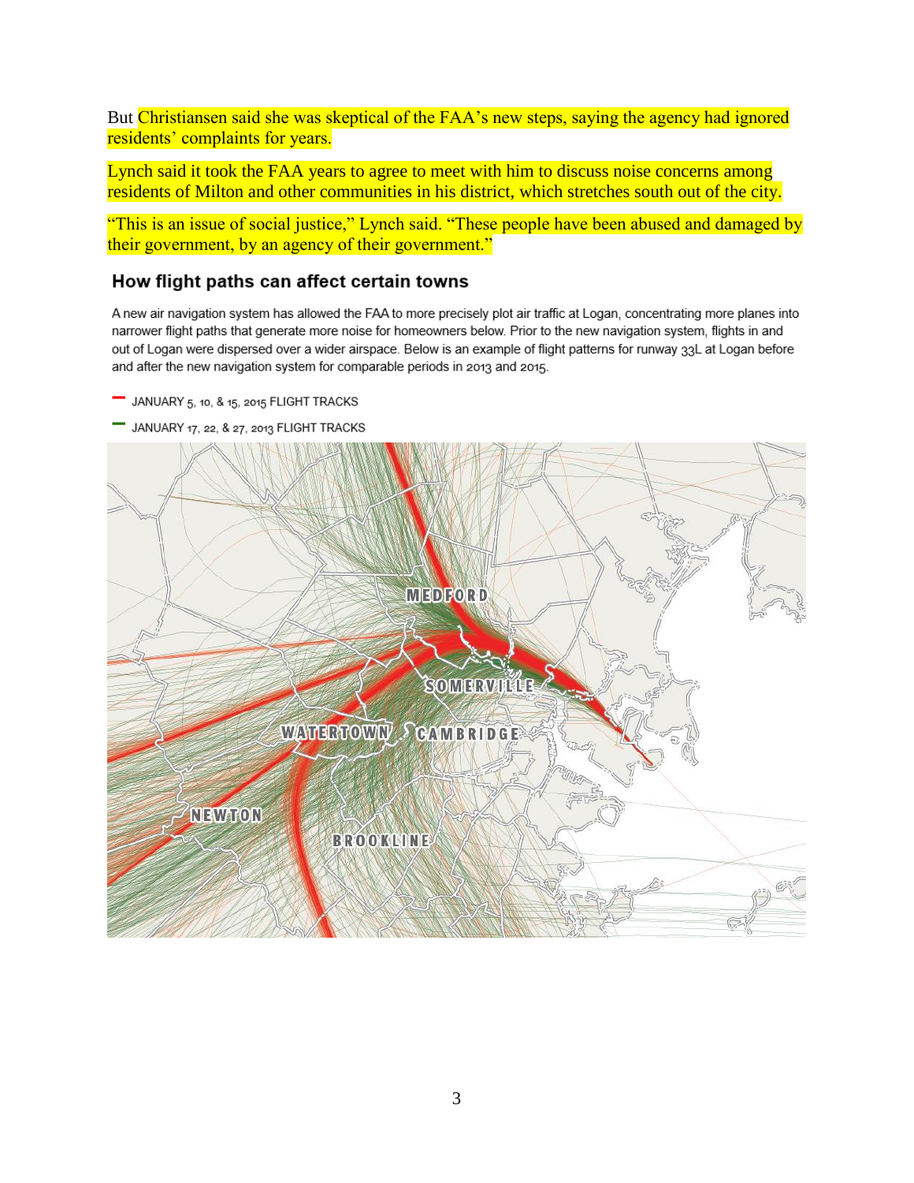But Christiansen said she was skeptical of the FAA's new steps, saying the agency had ignored residents' complaints for years.

Lynch said it took the FAA years to agree to meet with him to discuss noise concerns among residents of Milton and other communities in his district, which stretches south out of the city.

"This is an issue of social justice," Lynch said. "These people have been abused and damaged by their government, by an agency of their government."

## How flight paths can affect certain towns

A new air navigation system has allowed the FAA to more precisely plot air traffic at Logan, concentrating more planes into narrower flight paths that generate more noise for homeowners below. Prior to the new navigation system, flights in and out of Logan were dispersed over a wider airspace. Below is an example of flight patterns for runway 33L at Logan before and after the new navigation system for comparable periods in 2013 and 2015.

- JANUARY 5, 10, & 15, 2015 FLIGHT TRACKS
- JANUARY 17, 22, & 27, 2013 FLIGHT TRACKS

MEDFORD

SOMERVILLE

WATERTOWN

CAMBRIDGE

NEWTON

BROOKLINE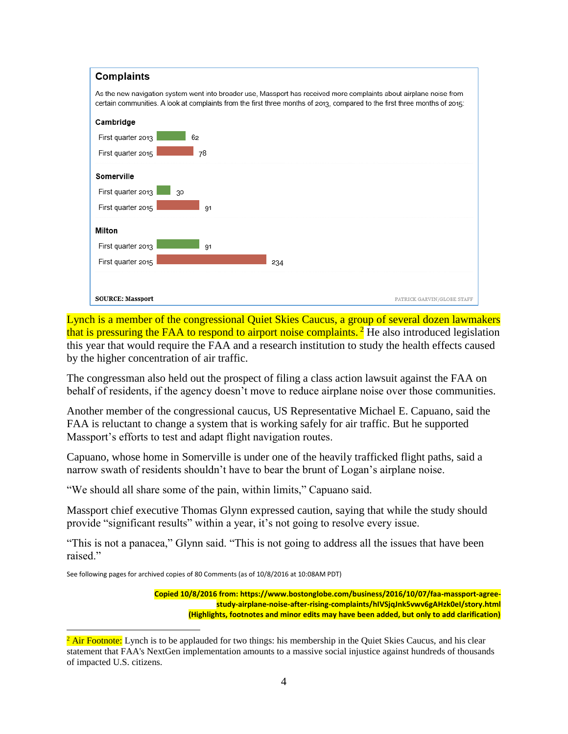**Complaints**

As the new navigation system went into broader use, Massport has received more complaints about airplane noise from certain communities. A look at complaints from the first three months of 2013, compared to the first three months of 2015:

| Community | First quarter 2013 | First quarter 2015 |
|---|---|---|
| Cambridge | 62 | 78 |
| Somerville | 30 | 91 |
| Milton | 91 | 234 |

SOURCE: Massport PATRICK GARVIN/GLOBE STAFF

Lynch is a member of the congressional Quiet Skies Caucus, a group of several dozen lawmakers that is pressuring the FAA to respond to airport noise complaints. [2] He also introduced legislation this year that would require the FAA and a research institution to study the health effects caused by the higher concentration of air traffic.

The congressman also held out the prospect of filing a class action lawsuit against the FAA on behalf of residents, if the agency doesn't move to reduce airplane noise over those communities.

Another member of the congressional caucus, US Representative Michael E. Capuano, said the FAA is reluctant to change a system that is working safely for air traffic. But he supported Massport's efforts to test and adapt flight navigation routes.

Capuano, whose home in Somerville is under one of the heavily trafficked flight paths, said a narrow swath of residents shouldn't have to bear the brunt of Logan's airplane noise.

"We should all share some of the pain, within limits," Capuano said.

Massport chief executive Thomas Glynn expressed caution, saying that while the study should provide "significant results" within a year, it's not going to resolve every issue.

"This is not a panacea," Glynn said. "This is not going to address all the issues that have been raised."

See following pages for archived copies of 80 Comments (as of 10/8/2016 at 10:08AM PDT)

**Copied 10/8/2016 from: https://www.bostonglobe.com/business/2016/10/07/faa-massport-agree-study-airplane-noise-after-rising-complaints/hlVSjqJnk5vwv6gAHzk0eI/story.html**
**(Highlights, footnotes and minor edits may have been added, but only to add clarification)**

[2] Air Footnote: Lynch is to be applauded for two things: his membership in the Quiet Skies Caucus, and his clear statement that FAA's NextGen implementation amounts to a massive social injustice against hundreds of thousands of impacted U.S. citizens.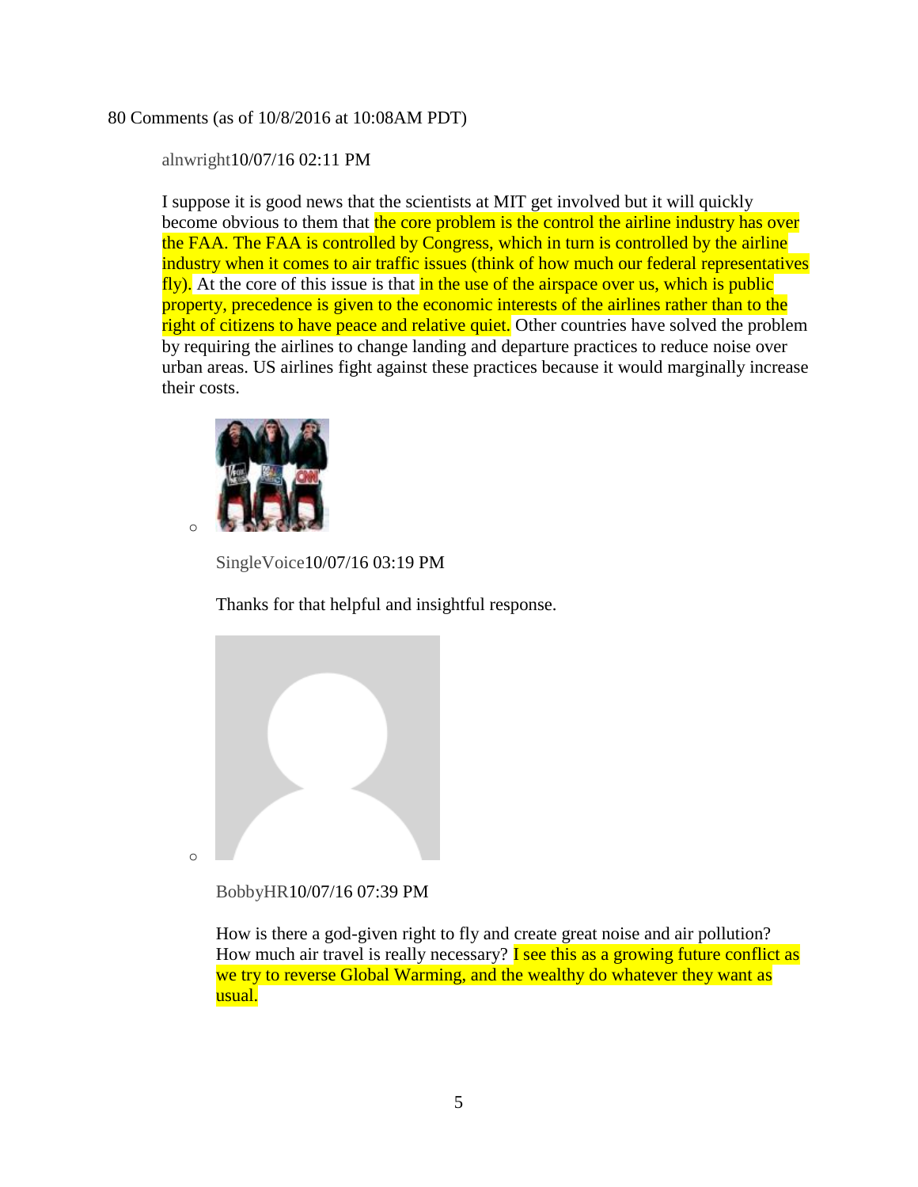80 Comments (as of 10/8/2016 at 10:08AM PDT)

alnwright10/07/16 02:11 PM

I suppose it is good news that the scientists at MIT get involved but it will quickly become obvious to them that the core problem is the control the airline industry has over the FAA. The FAA is controlled by Congress, which in turn is controlled by the airline industry when it comes to air traffic issues (think of how much our federal representatives fly). At the core of this issue is that in the use of the airspace over us, which is public property, precedence is given to the economic interests of the airlines rather than to the right of citizens to have peace and relative quiet. Other countries have solved the problem by requiring the airlines to change landing and departure practices to reduce noise over urban areas. US airlines fight against these practices because it would marginally increase their costs.

- SingleVoice10/07/16 03:19 PM

  Thanks for that helpful and insightful response.

- BobbyHR10/07/16 07:39 PM

  How is there a god-given right to fly and create great noise and air pollution? How much air travel is really necessary? I see this as a growing future conflict as we try to reverse Global Warming, and the wealthy do whatever they want as usual.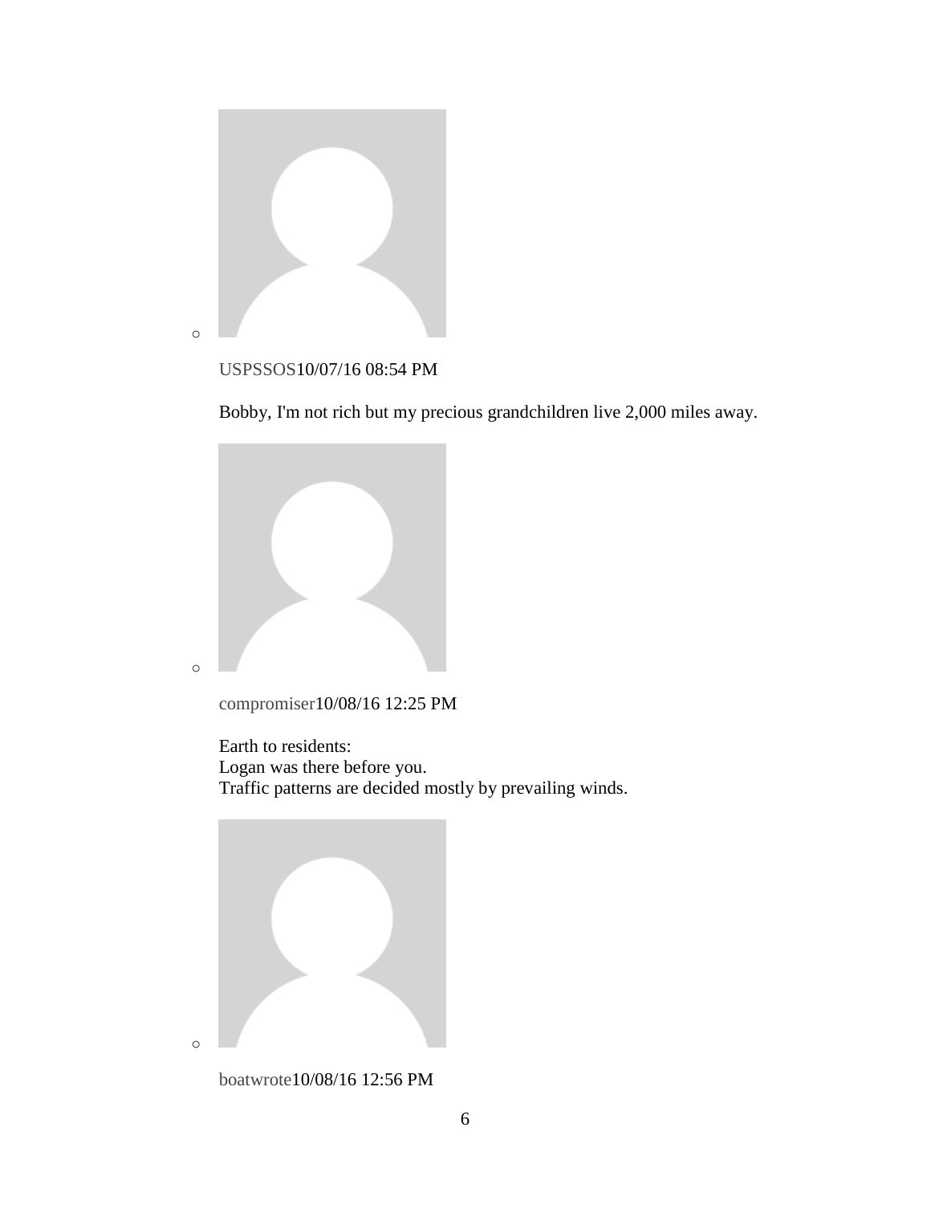USPSSOS10/07/16 08:54 PM

Bobby, I'm not rich but my precious grandchildren live 2,000 miles away.

compromiser10/08/16 12:25 PM

Earth to residents:
Logan was there before you.
Traffic patterns are decided mostly by prevailing winds.

boatwrote10/08/16 12:56 PM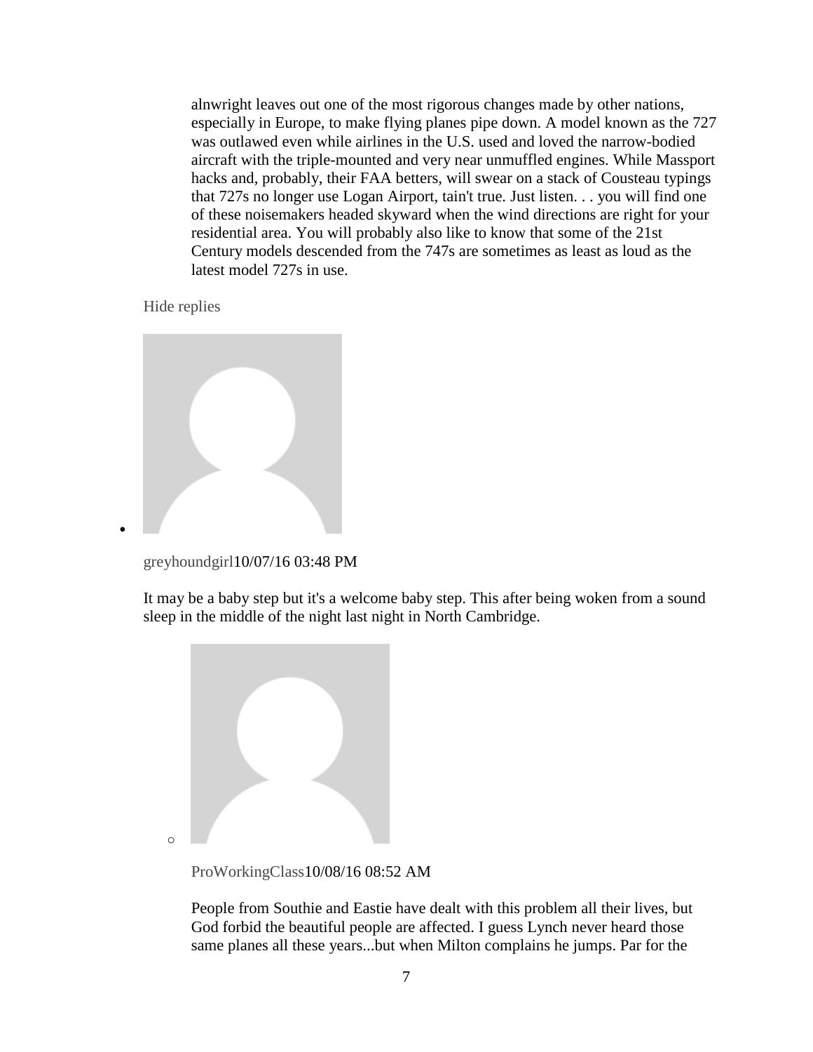alnwright leaves out one of the most rigorous changes made by other nations, especially in Europe, to make flying planes pipe down. A model known as the 727 was outlawed even while airlines in the U.S. used and loved the narrow-bodied aircraft with the triple-mounted and very near unmuffled engines. While Massport hacks and, probably, their FAA betters, will swear on a stack of Cousteau typings that 727s no longer use Logan Airport, tain't true. Just listen. . . you will find one of these noisemakers headed skyward when the wind directions are right for your residential area. You will probably also like to know that some of the 21st Century models descended from the 747s are sometimes as least as loud as the latest model 727s in use.

Hide replies

- greyhoundgirl10/07/16 03:48 PM

  It may be a baby step but it's a welcome baby step. This after being woken from a sound sleep in the middle of the night last night in North Cambridge.

  - ProWorkingClass10/08/16 08:52 AM

    People from Southie and Eastie have dealt with this problem all their lives, but God forbid the beautiful people are affected. I guess Lynch never heard those same planes all these years...but when Milton complains he jumps. Par for the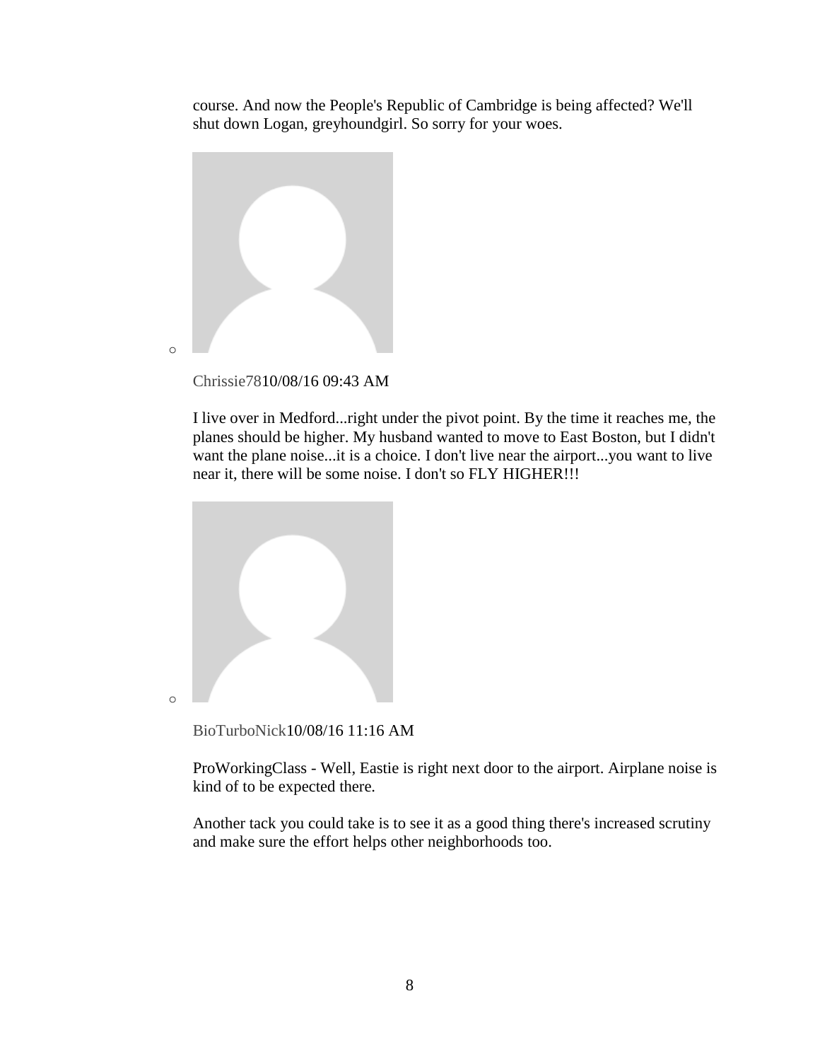course. And now the People's Republic of Cambridge is being affected? We'll shut down Logan, greyhoundgirl. So sorry for your woes.

- Chrissie7810/08/16 09:43 AM

  I live over in Medford...right under the pivot point. By the time it reaches me, the planes should be higher. My husband wanted to move to East Boston, but I didn't want the plane noise...it is a choice. I don't live near the airport...you want to live near it, there will be some noise. I don't so FLY HIGHER!!!

- BioTurboNick10/08/16 11:16 AM

  ProWorkingClass - Well, Eastie is right next door to the airport. Airplane noise is kind of to be expected there.

  Another tack you could take is to see it as a good thing there's increased scrutiny and make sure the effort helps other neighborhoods too.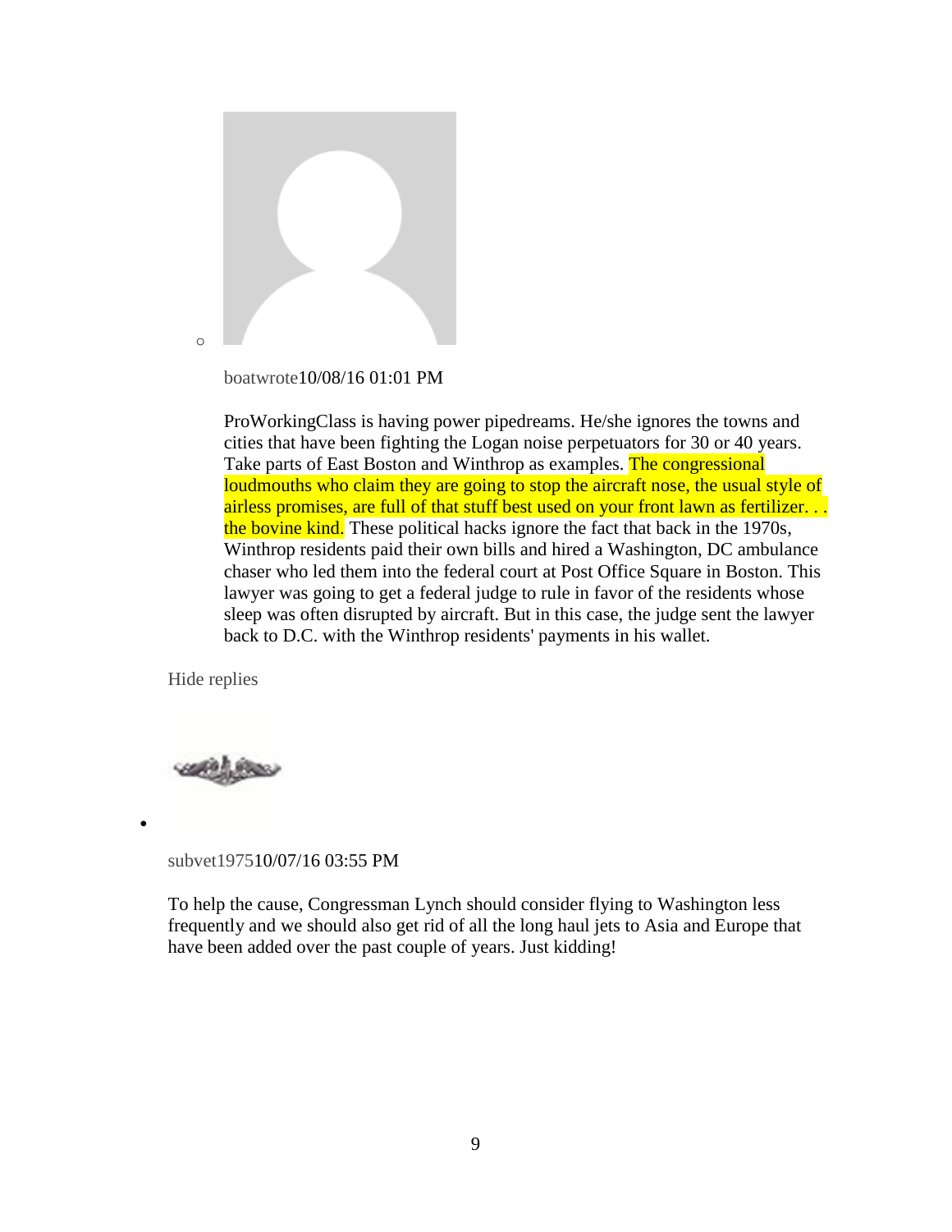boatwrote10/08/16 01:01 PM

ProWorkingClass is having power pipedreams. He/she ignores the towns and cities that have been fighting the Logan noise perpetuators for 30 or 40 years. Take parts of East Boston and Winthrop as examples. The congressional loudmouths who claim they are going to stop the aircraft nose, the usual style of airless promises, are full of that stuff best used on your front lawn as fertilizer. . . the bovine kind. These political hacks ignore the fact that back in the 1970s, Winthrop residents paid their own bills and hired a Washington, DC ambulance chaser who led them into the federal court at Post Office Square in Boston. This lawyer was going to get a federal judge to rule in favor of the residents whose sleep was often disrupted by aircraft. But in this case, the judge sent the lawyer back to D.C. with the Winthrop residents' payments in his wallet.

Hide replies

- subvet197510/07/16 03:55 PM

  To help the cause, Congressman Lynch should consider flying to Washington less frequently and we should also get rid of all the long haul jets to Asia and Europe that have been added over the past couple of years. Just kidding!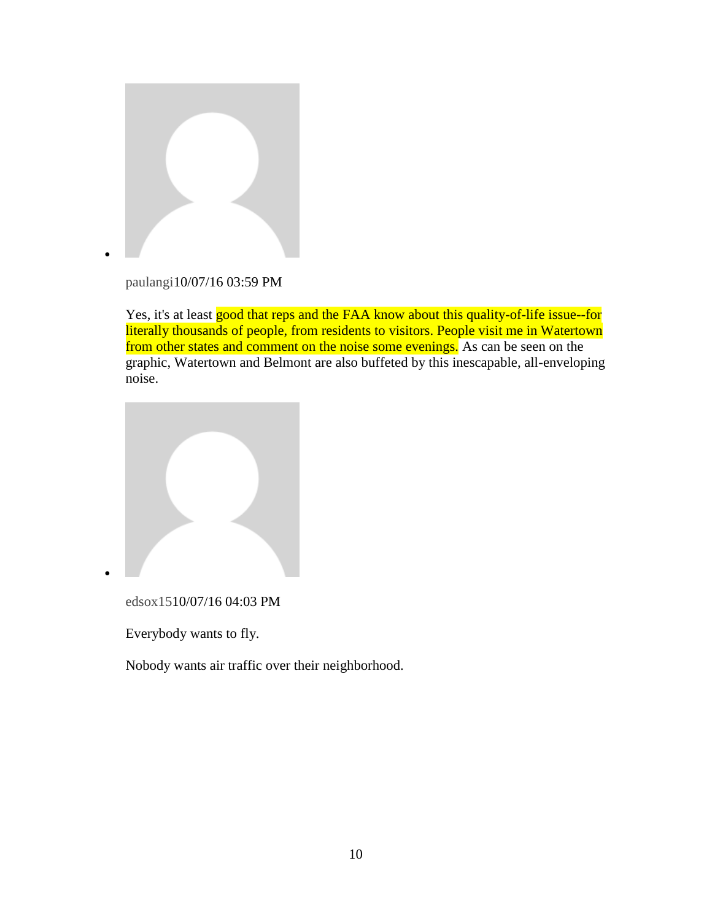- paulangi10/07/16 03:59 PM

  Yes, it's at least good that reps and the FAA know about this quality-of-life issue--for literally thousands of people, from residents to visitors. People visit me in Watertown from other states and comment on the noise some evenings. As can be seen on the graphic, Watertown and Belmont are also buffeted by this inescapable, all-enveloping noise.

- edsox1510/07/16 04:03 PM

  Everybody wants to fly.

  Nobody wants air traffic over their neighborhood.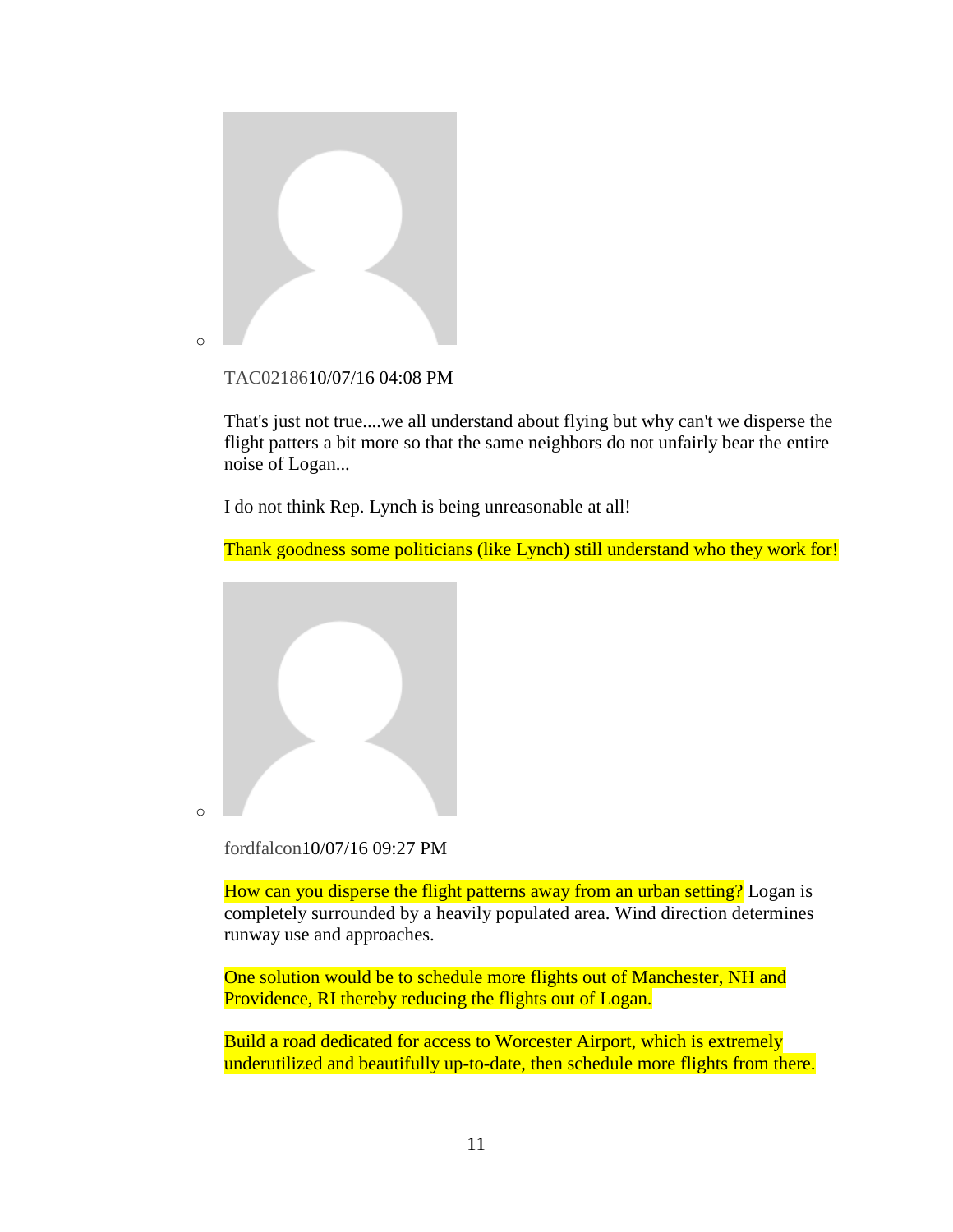- TAC0218610/07/16 04:08 PM

  That's just not true....we all understand about flying but why can't we disperse the flight patters a bit more so that the same neighbors do not unfairly bear the entire noise of Logan...

  I do not think Rep. Lynch is being unreasonable at all!

  Thank goodness some politicians (like Lynch) still understand who they work for!

- fordfalcon10/07/16 09:27 PM

  How can you disperse the flight patterns away from an urban setting? Logan is completely surrounded by a heavily populated area. Wind direction determines runway use and approaches.

  One solution would be to schedule more flights out of Manchester, NH and Providence, RI thereby reducing the flights out of Logan.

  Build a road dedicated for access to Worcester Airport, which is extremely underutilized and beautifully up-to-date, then schedule more flights from there.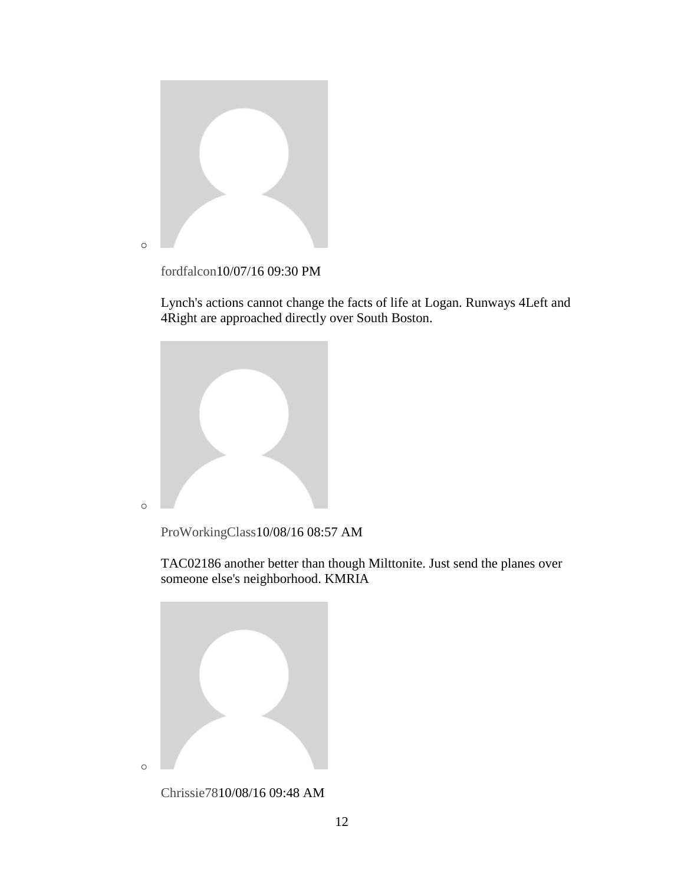- fordfalcon10/07/16 09:30 PM

  Lynch's actions cannot change the facts of life at Logan. Runways 4Left and 4Right are approached directly over South Boston.

- ProWorkingClass10/08/16 08:57 AM

  TAC02186 another better than though Milttonite. Just send the planes over someone else's neighborhood. KMRIA

- Chrissie7810/08/16 09:48 AM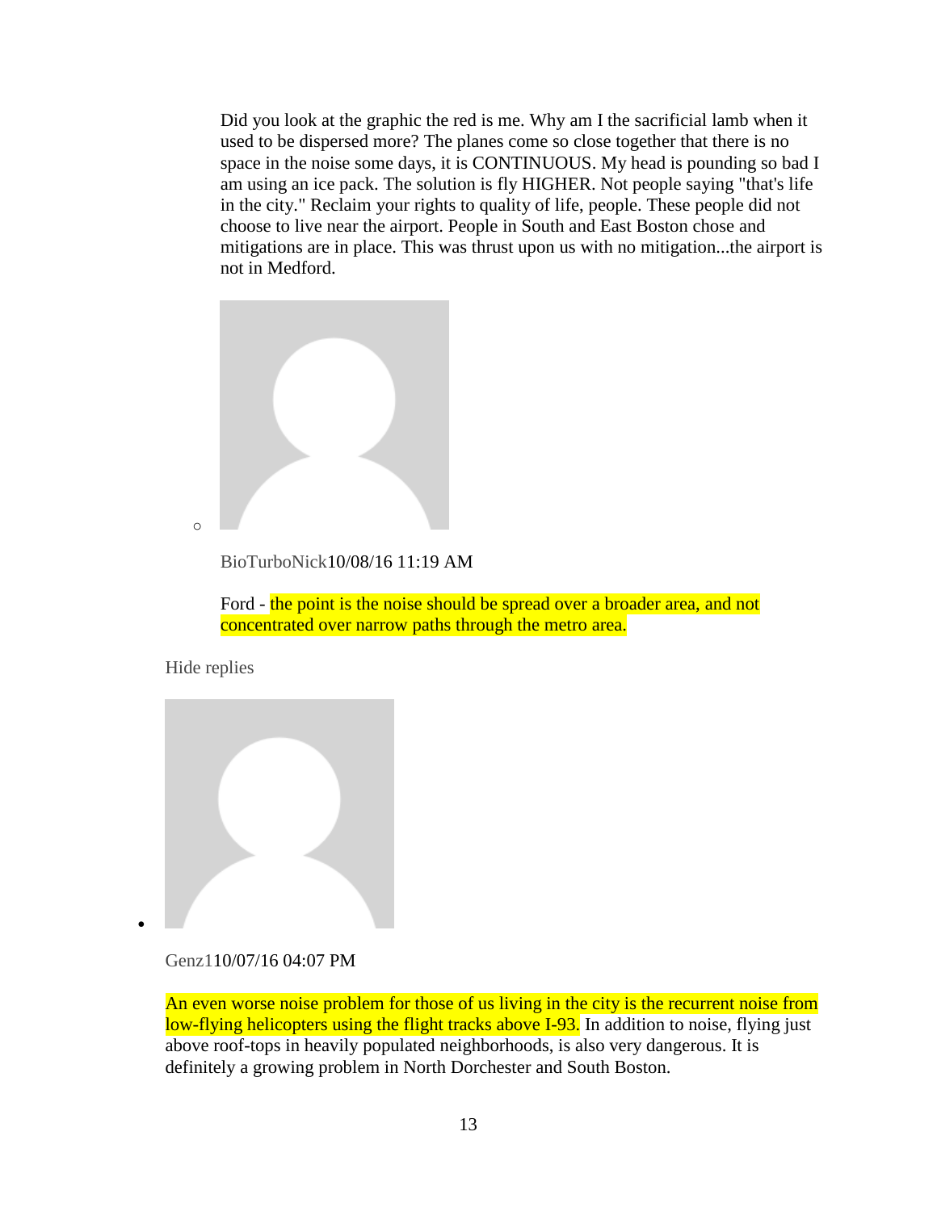Did you look at the graphic the red is me. Why am I the sacrificial lamb when it used to be dispersed more? The planes come so close together that there is no space in the noise some days, it is CONTINUOUS. My head is pounding so bad I am using an ice pack. The solution is fly HIGHER. Not people saying "that's life in the city." Reclaim your rights to quality of life, people. These people did not choose to live near the airport. People in South and East Boston chose and mitigations are in place. This was thrust upon us with no mitigation...the airport is not in Medford.

- BioTurboNick10/08/16 11:19 AM

  Ford - the point is the noise should be spread over a broader area, and not concentrated over narrow paths through the metro area.

Hide replies

- Genz110/07/16 04:07 PM

  An even worse noise problem for those of us living in the city is the recurrent noise from low-flying helicopters using the flight tracks above I-93. In addition to noise, flying just above roof-tops in heavily populated neighborhoods, is also very dangerous. It is definitely a growing problem in North Dorchester and South Boston.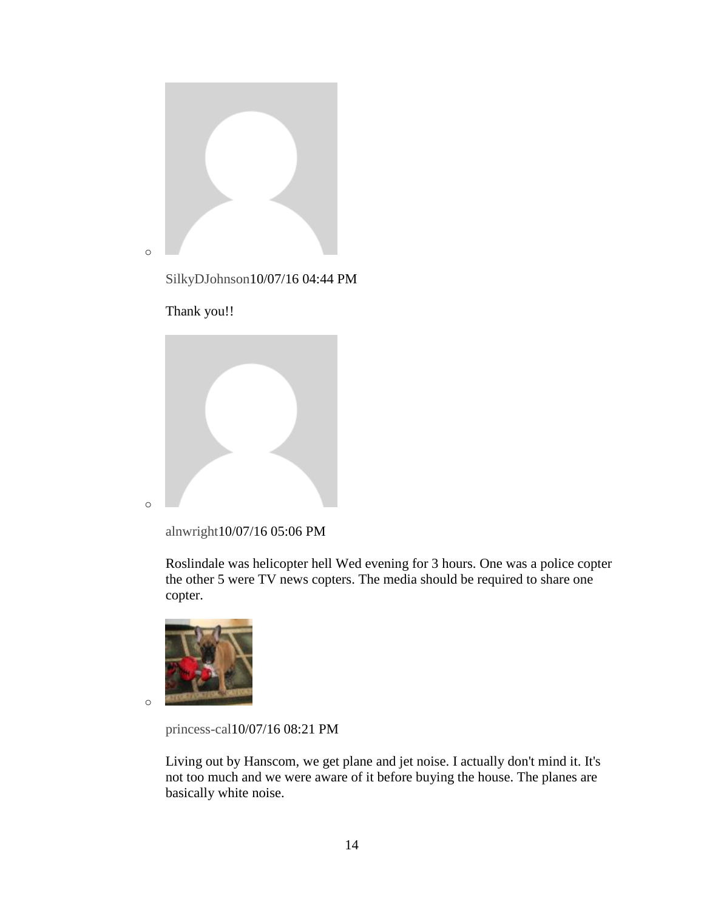- SilkyDJohnson10/07/16 04:44 PM

  Thank you!!

- alnwright10/07/16 05:06 PM

  Roslindale was helicopter hell Wed evening for 3 hours. One was a police copter the other 5 were TV news copters. The media should be required to share one copter.

- princess-cal10/07/16 08:21 PM

  Living out by Hanscom, we get plane and jet noise. I actually don't mind it. It's not too much and we were aware of it before buying the house. The planes are basically white noise.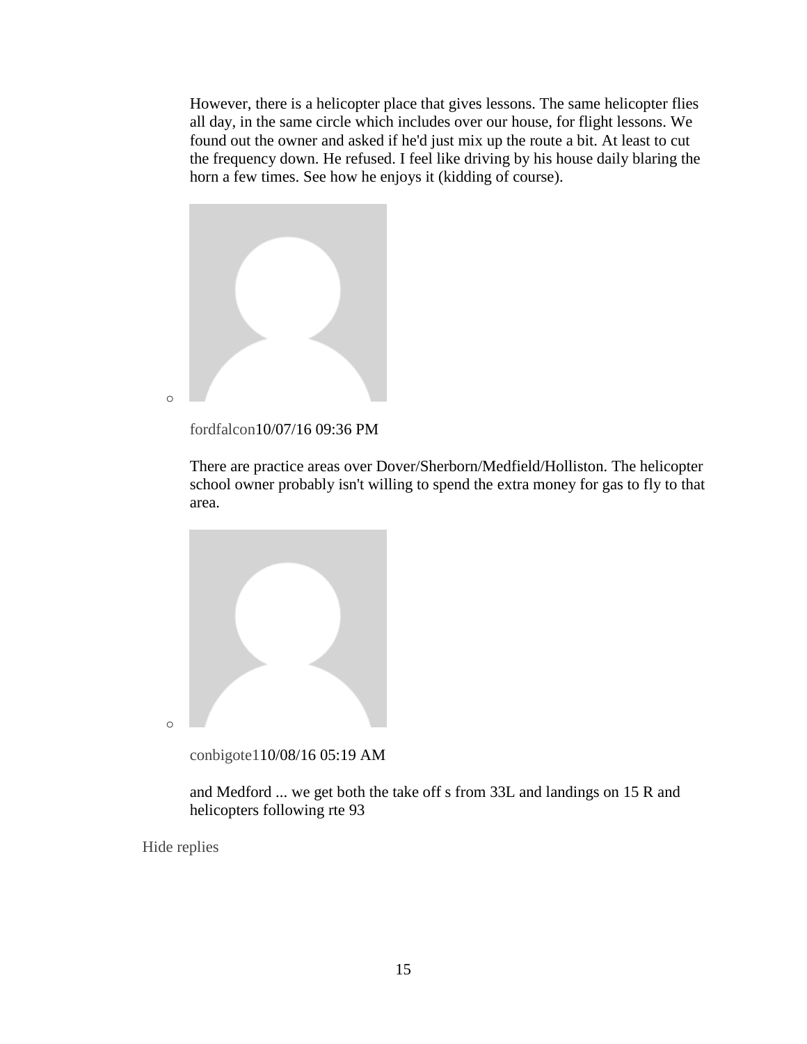However, there is a helicopter place that gives lessons. The same helicopter flies all day, in the same circle which includes over our house, for flight lessons. We found out the owner and asked if he'd just mix up the route a bit. At least to cut the frequency down. He refused. I feel like driving by his house daily blaring the horn a few times. See how he enjoys it (kidding of course).

- fordfalcon10/07/16 09:36 PM

  There are practice areas over Dover/Sherborn/Medfield/Holliston. The helicopter school owner probably isn't willing to spend the extra money for gas to fly to that area.

- conbigote110/08/16 05:19 AM

  and Medford ... we get both the take off s from 33L and landings on 15 R and helicopters following rte 93

Hide replies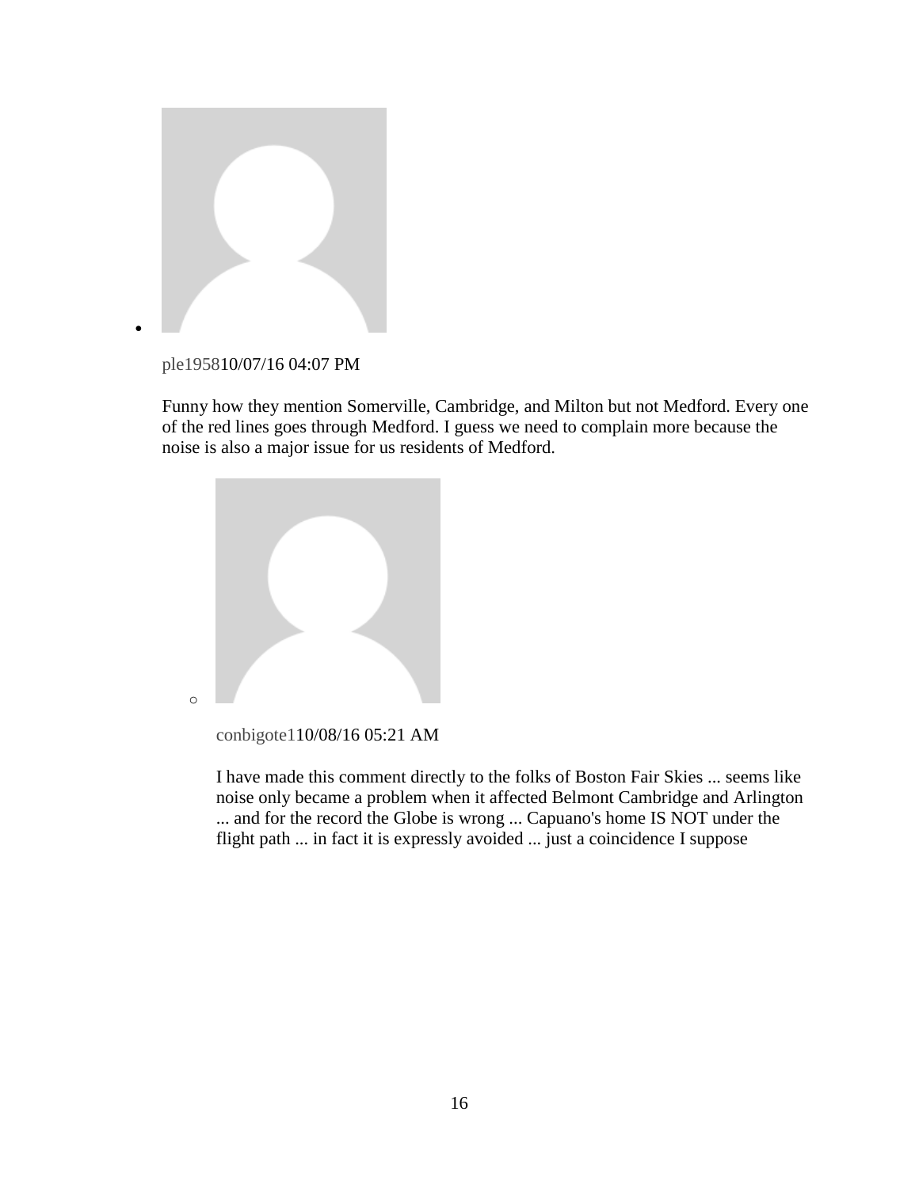- ple195810/07/16 04:07 PM

  Funny how they mention Somerville, Cambridge, and Milton but not Medford. Every one of the red lines goes through Medford. I guess we need to complain more because the noise is also a major issue for us residents of Medford.

  - conbigote110/08/16 05:21 AM

    I have made this comment directly to the folks of Boston Fair Skies ... seems like noise only became a problem when it affected Belmont Cambridge and Arlington ... and for the record the Globe is wrong ... Capuano's home IS NOT under the flight path ... in fact it is expressly avoided ... just a coincidence I suppose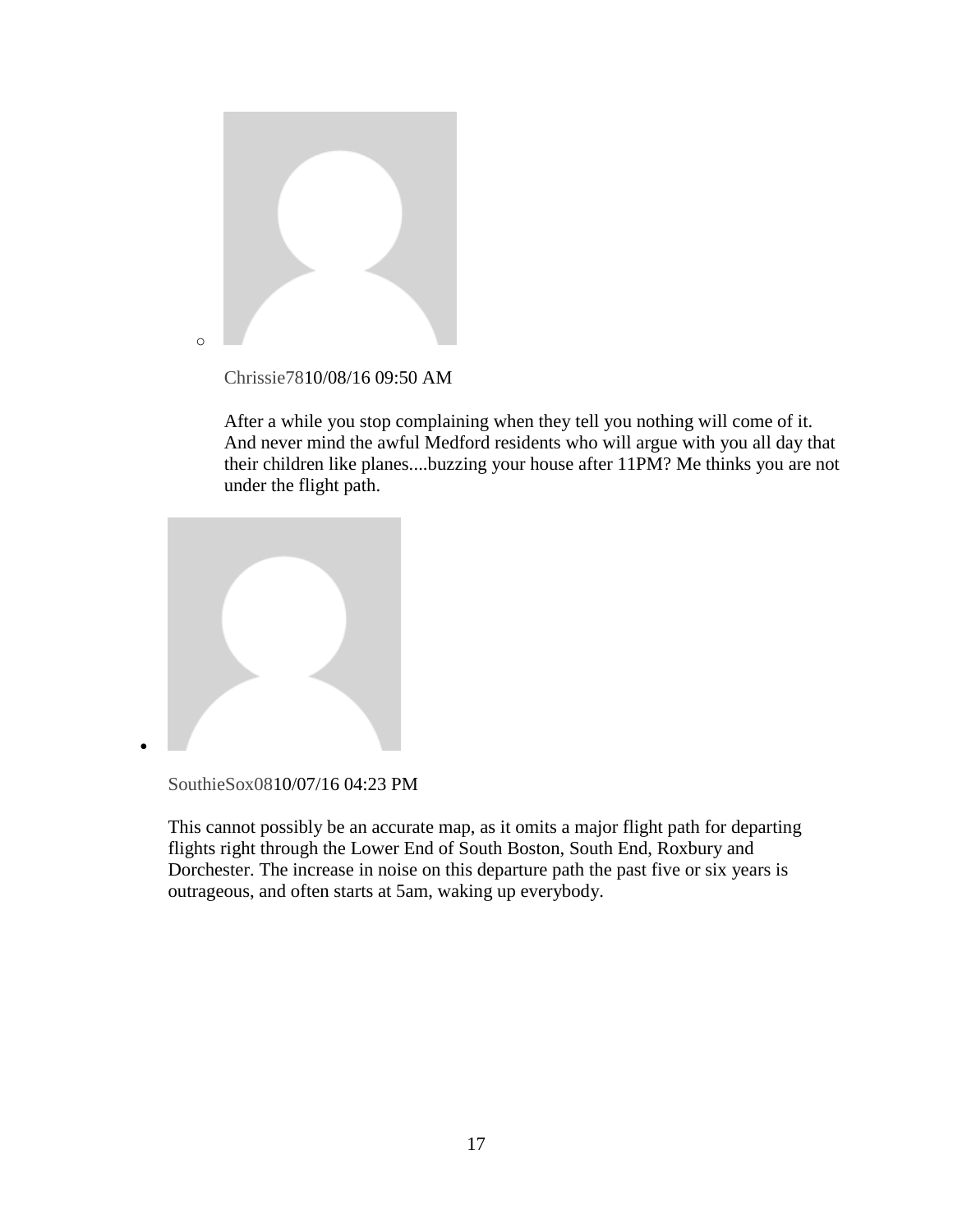- Chrissie7810/08/16 09:50 AM

  After a while you stop complaining when they tell you nothing will come of it. And never mind the awful Medford residents who will argue with you all day that their children like planes....buzzing your house after 11PM? Me thinks you are not under the flight path.

- SouthieSox0810/07/16 04:23 PM

  This cannot possibly be an accurate map, as it omits a major flight path for departing flights right through the Lower End of South Boston, South End, Roxbury and Dorchester. The increase in noise on this departure path the past five or six years is outrageous, and often starts at 5am, waking up everybody.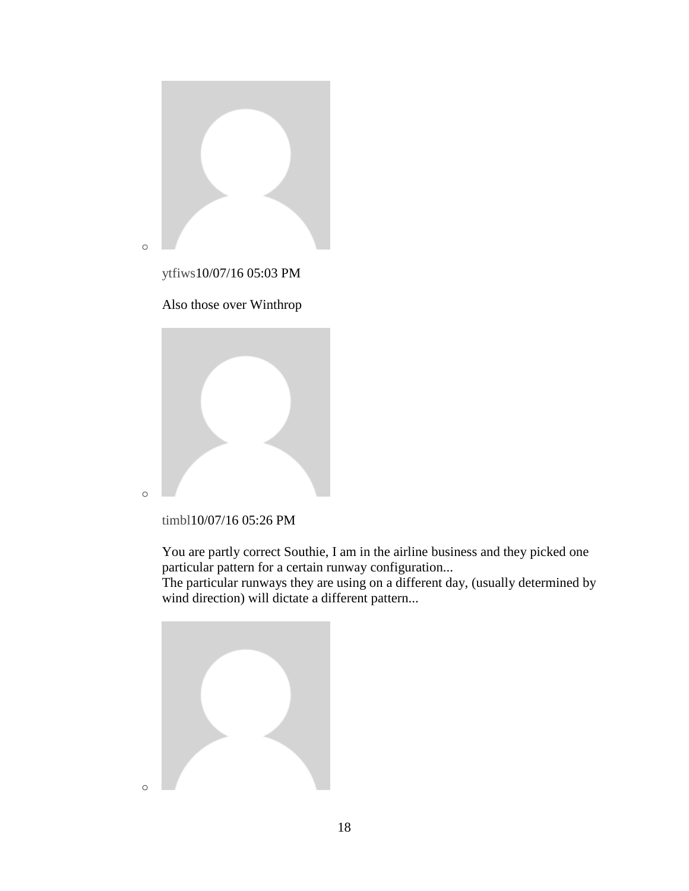ytfiws10/07/16 05:03 PM

Also those over Winthrop

timbl10/07/16 05:26 PM

You are partly correct Southie, I am in the airline business and they picked one particular pattern for a certain runway configuration...
The particular runways they are using on a different day, (usually determined by wind direction) will dictate a different pattern...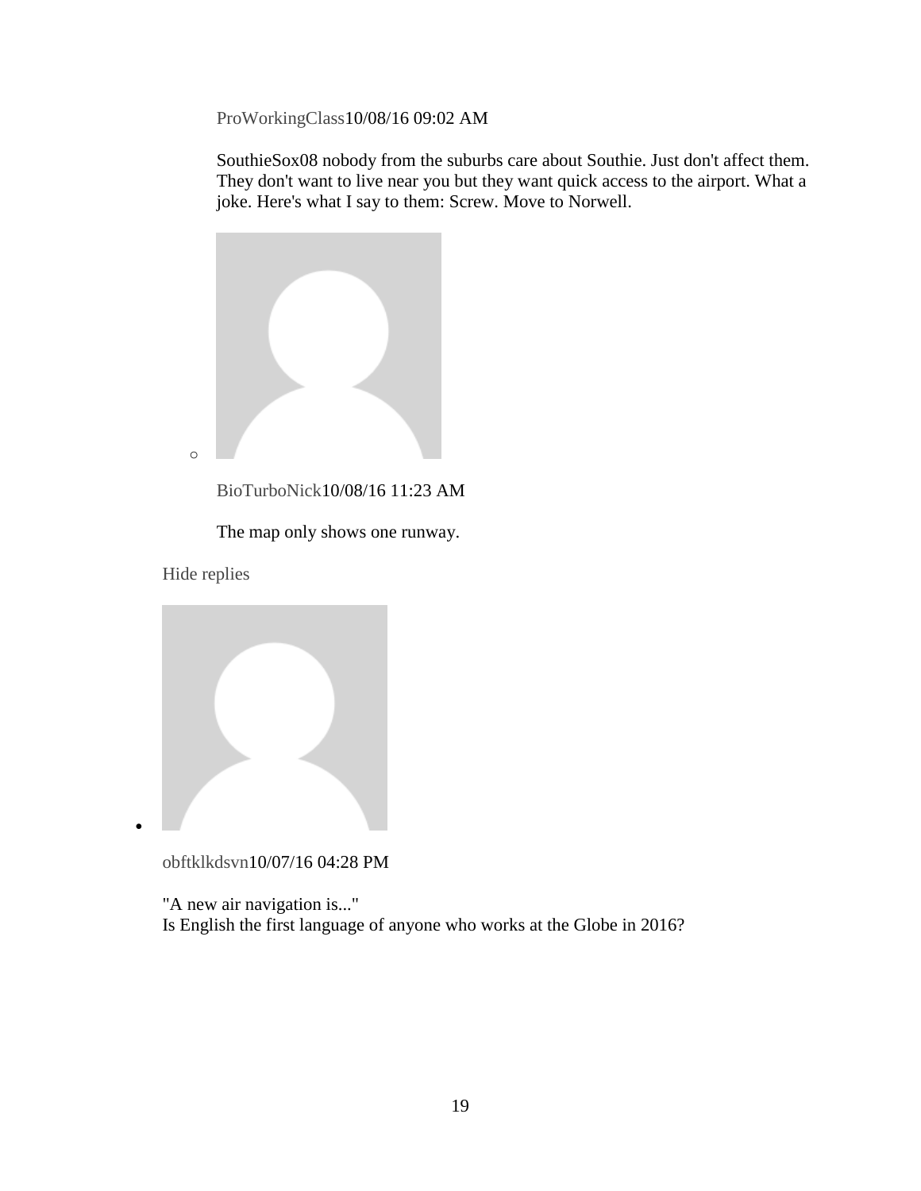ProWorkingClass10/08/16 09:02 AM

SouthieSox08 nobody from the suburbs care about Southie. Just don't affect them. They don't want to live near you but they want quick access to the airport. What a joke. Here's what I say to them: Screw. Move to Norwell.

- BioTurboNick10/08/16 11:23 AM

  The map only shows one runway.

Hide replies

- obftklkdsvn10/07/16 04:28 PM

  "A new air navigation is..."
  Is English the first language of anyone who works at the Globe in 2016?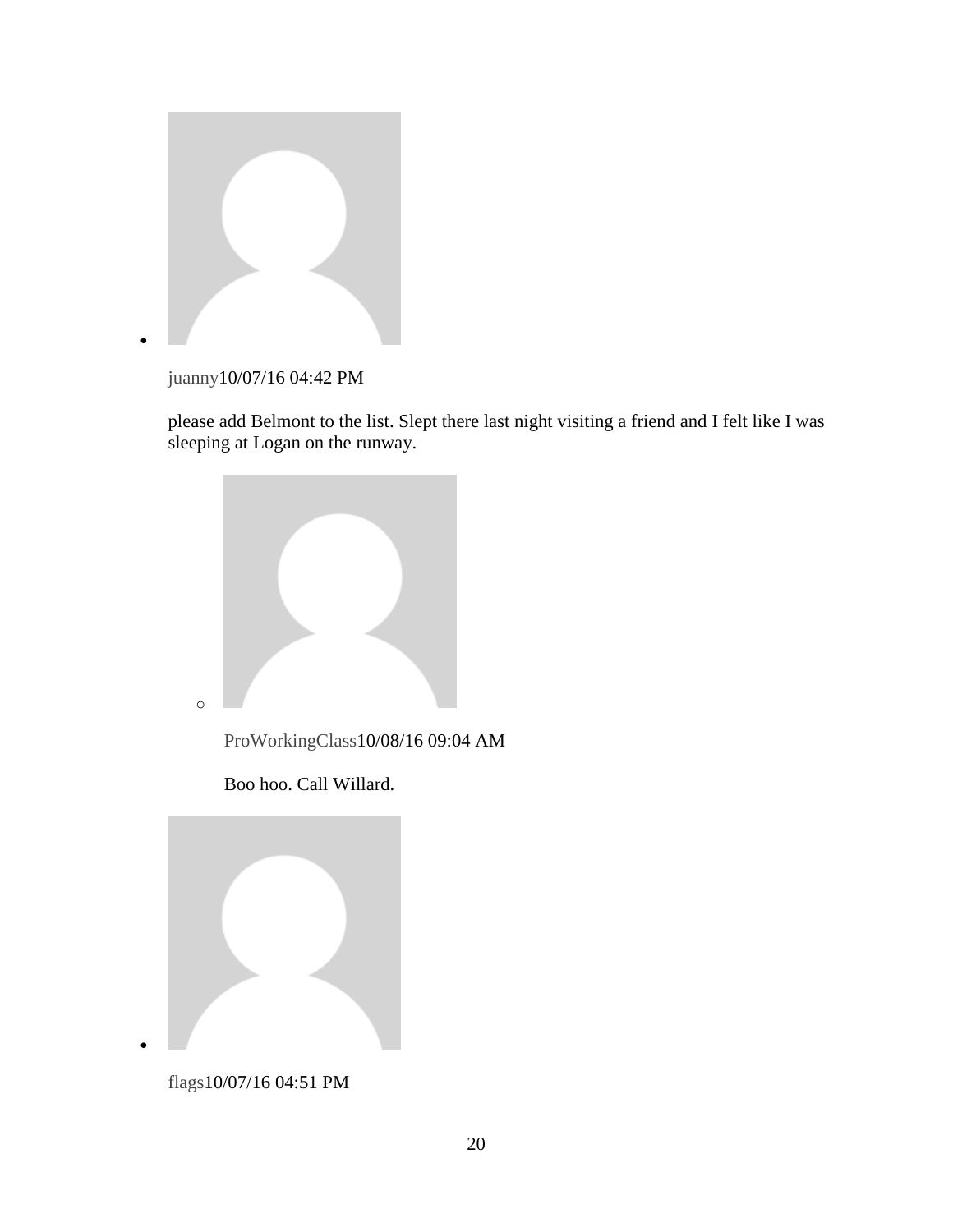- juanny10/07/16 04:42 PM

  please add Belmont to the list. Slept there last night visiting a friend and I felt like I was sleeping at Logan on the runway.

  - ProWorkingClass10/08/16 09:04 AM

    Boo hoo. Call Willard.

- flags10/07/16 04:51 PM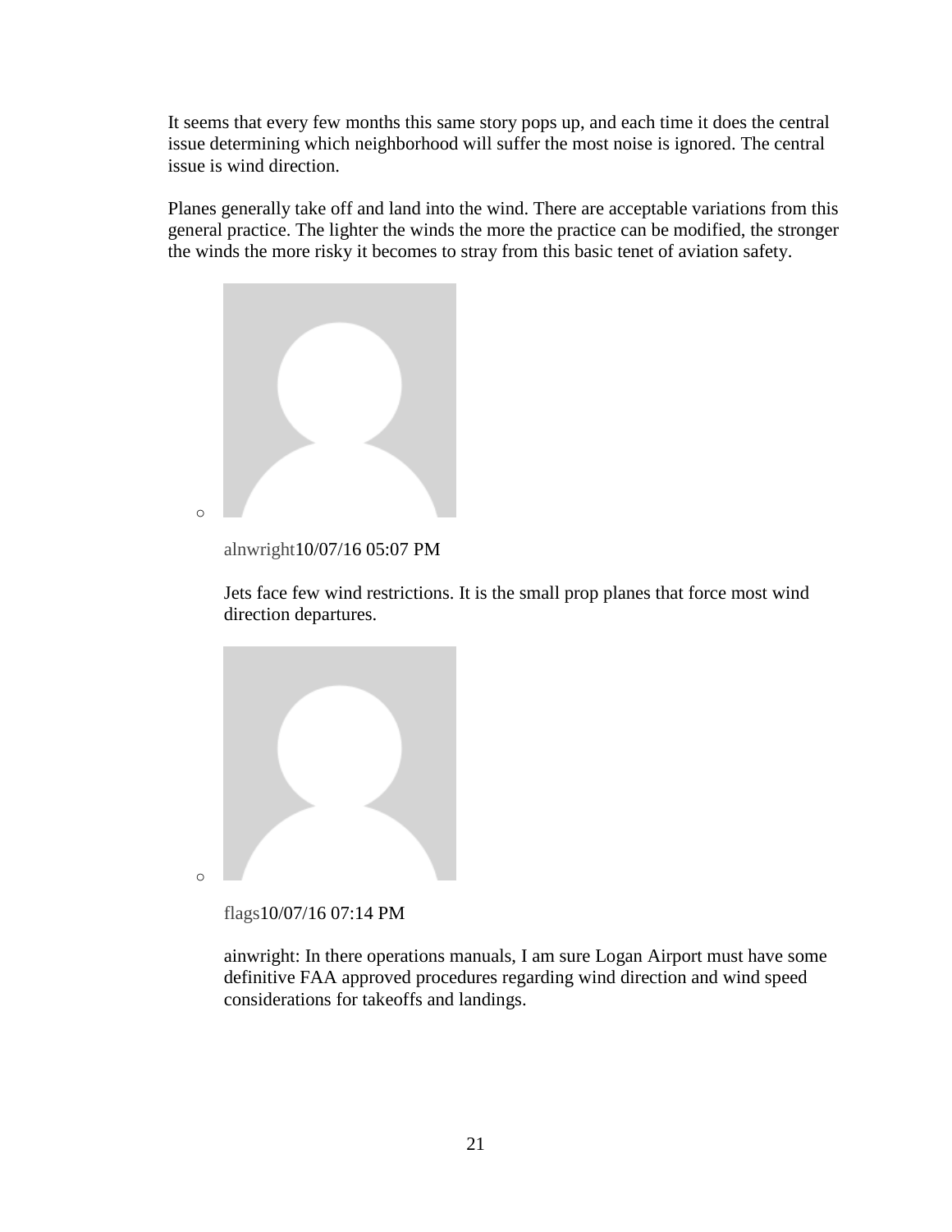It seems that every few months this same story pops up, and each time it does the central issue determining which neighborhood will suffer the most noise is ignored. The central issue is wind direction.

Planes generally take off and land into the wind. There are acceptable variations from this general practice. The lighter the winds the more the practice can be modified, the stronger the winds the more risky it becomes to stray from this basic tenet of aviation safety.

- alnwright10/07/16 05:07 PM

  Jets face few wind restrictions. It is the small prop planes that force most wind direction departures.

- flags10/07/16 07:14 PM

  ainwright: In there operations manuals, I am sure Logan Airport must have some definitive FAA approved procedures regarding wind direction and wind speed considerations for takeoffs and landings.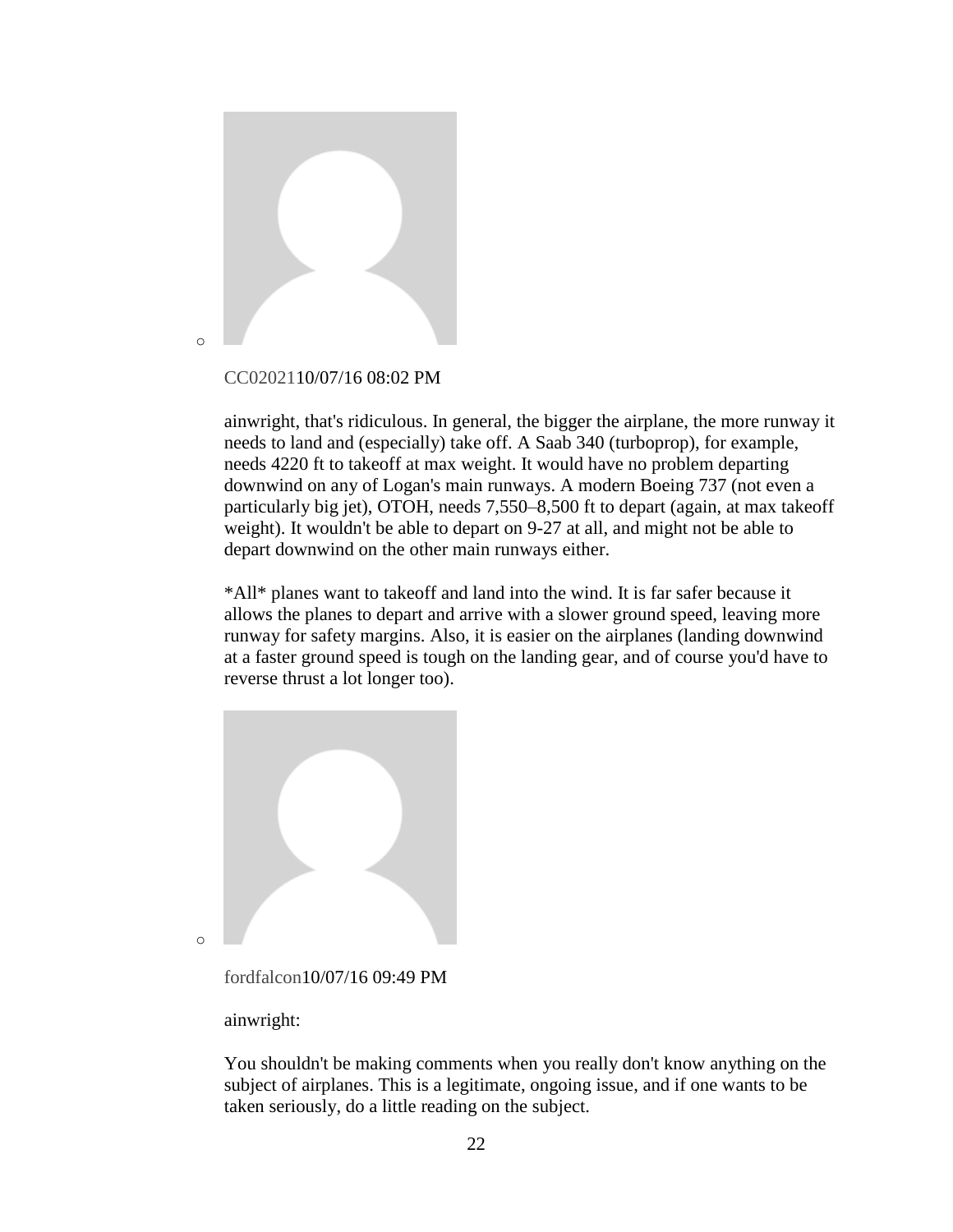CC0202110/07/16 08:02 PM

ainwright, that's ridiculous. In general, the bigger the airplane, the more runway it needs to land and (especially) take off. A Saab 340 (turboprop), for example, needs 4220 ft to takeoff at max weight. It would have no problem departing downwind on any of Logan's main runways. A modern Boeing 737 (not even a particularly big jet), OTOH, needs 7,550–8,500 ft to depart (again, at max takeoff weight). It wouldn't be able to depart on 9-27 at all, and might not be able to depart downwind on the other main runways either.

*All* planes want to takeoff and land into the wind. It is far safer because it allows the planes to depart and arrive with a slower ground speed, leaving more runway for safety margins. Also, it is easier on the airplanes (landing downwind at a faster ground speed is tough on the landing gear, and of course you'd have to reverse thrust a lot longer too).

fordfalcon10/07/16 09:49 PM

ainwright:

You shouldn't be making comments when you really don't know anything on the subject of airplanes. This is a legitimate, ongoing issue, and if one wants to be taken seriously, do a little reading on the subject.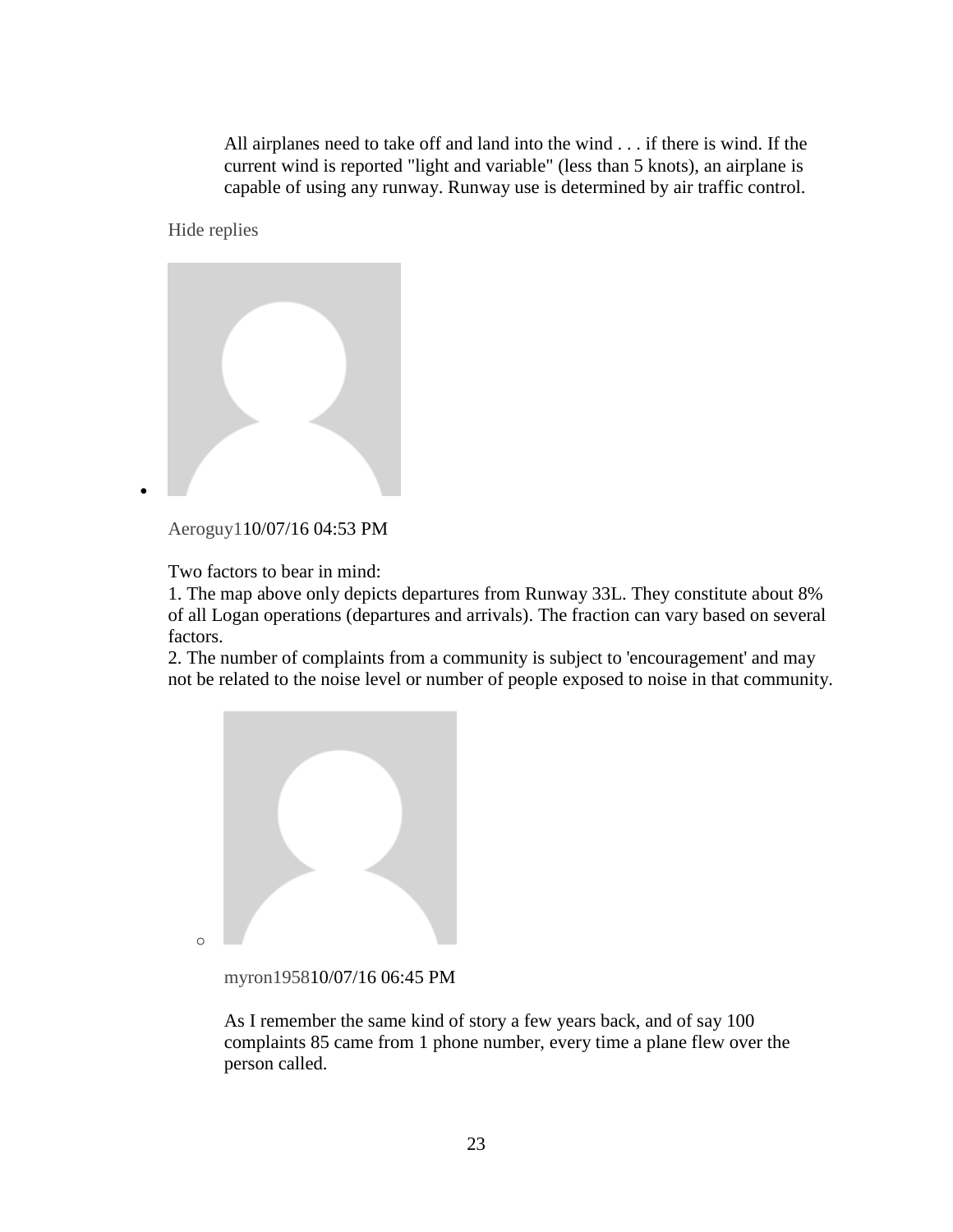All airplanes need to take off and land into the wind . . . if there is wind. If the current wind is reported "light and variable" (less than 5 knots), an airplane is capable of using any runway. Runway use is determined by air traffic control.

Hide replies

- Aeroguy110/07/16 04:53 PM

  Two factors to bear in mind:
  1. The map above only depicts departures from Runway 33L. They constitute about 8% of all Logan operations (departures and arrivals). The fraction can vary based on several factors.
  2. The number of complaints from a community is subject to 'encouragement' and may not be related to the noise level or number of people exposed to noise in that community.

  - myron195810/07/16 06:45 PM

    As I remember the same kind of story a few years back, and of say 100 complaints 85 came from 1 phone number, every time a plane flew over the person called.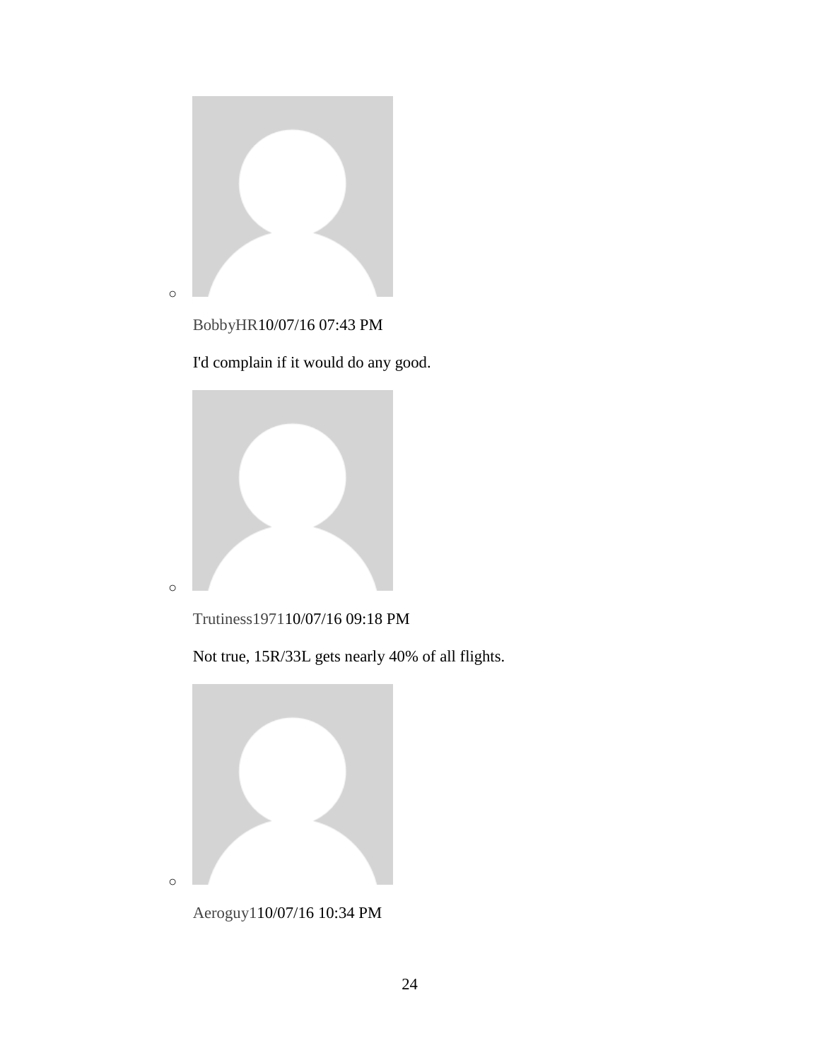- BobbyHR10/07/16 07:43 PM

  I'd complain if it would do any good.

- Trutiness197110/07/16 09:18 PM

  Not true, 15R/33L gets nearly 40% of all flights.

- Aeroguy110/07/16 10:34 PM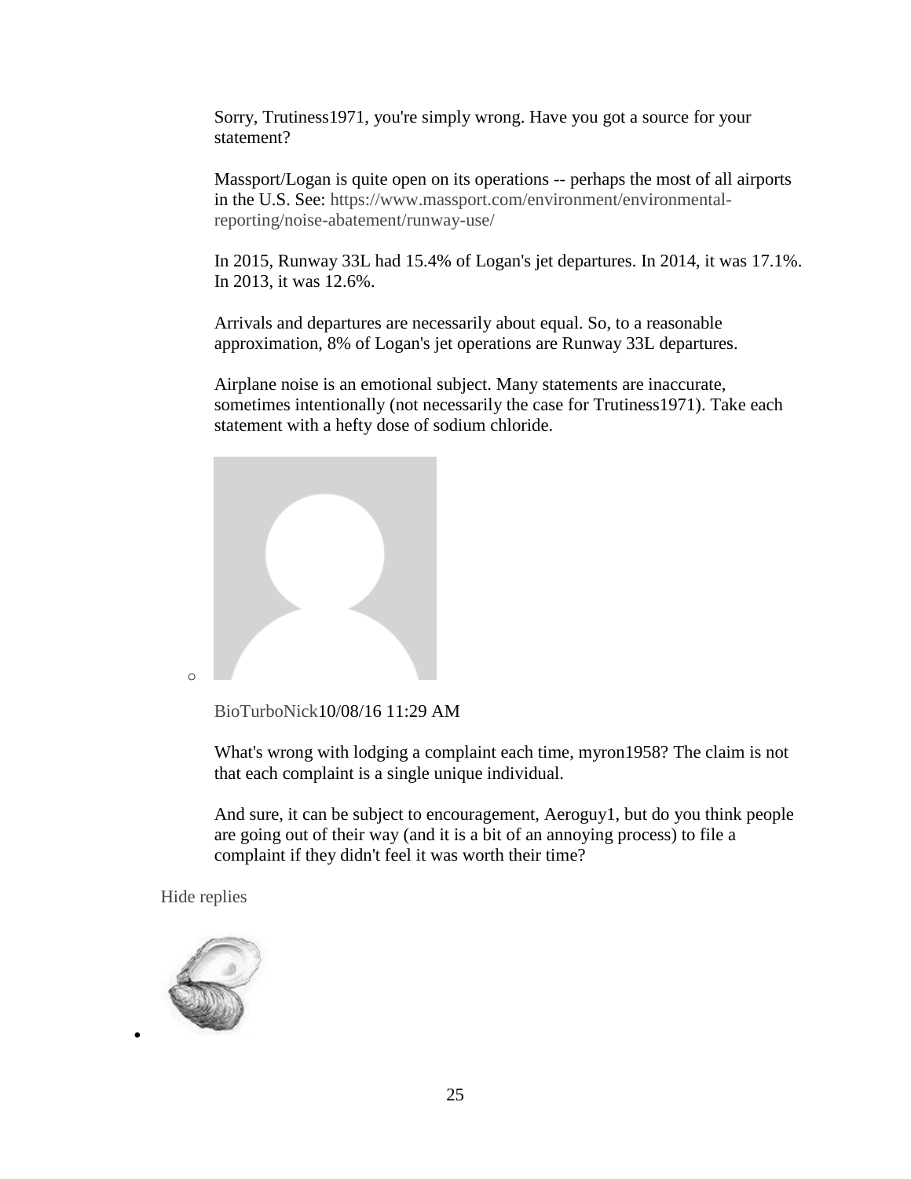Sorry, Trutiness1971, you're simply wrong. Have you got a source for your statement?

Massport/Logan is quite open on its operations -- perhaps the most of all airports in the U.S. See: https://www.massport.com/environment/environmental-reporting/noise-abatement/runway-use/

In 2015, Runway 33L had 15.4% of Logan's jet departures. In 2014, it was 17.1%. In 2013, it was 12.6%.

Arrivals and departures are necessarily about equal. So, to a reasonable approximation, 8% of Logan's jet operations are Runway 33L departures.

Airplane noise is an emotional subject. Many statements are inaccurate, sometimes intentionally (not necessarily the case for Trutiness1971). Take each statement with a hefty dose of sodium chloride.

BioTurboNick10/08/16 11:29 AM

What's wrong with lodging a complaint each time, myron1958? The claim is not that each complaint is a single unique individual.

And sure, it can be subject to encouragement, Aeroguy1, but do you think people are going out of their way (and it is a bit of an annoying process) to file a complaint if they didn't feel it was worth their time?

Hide replies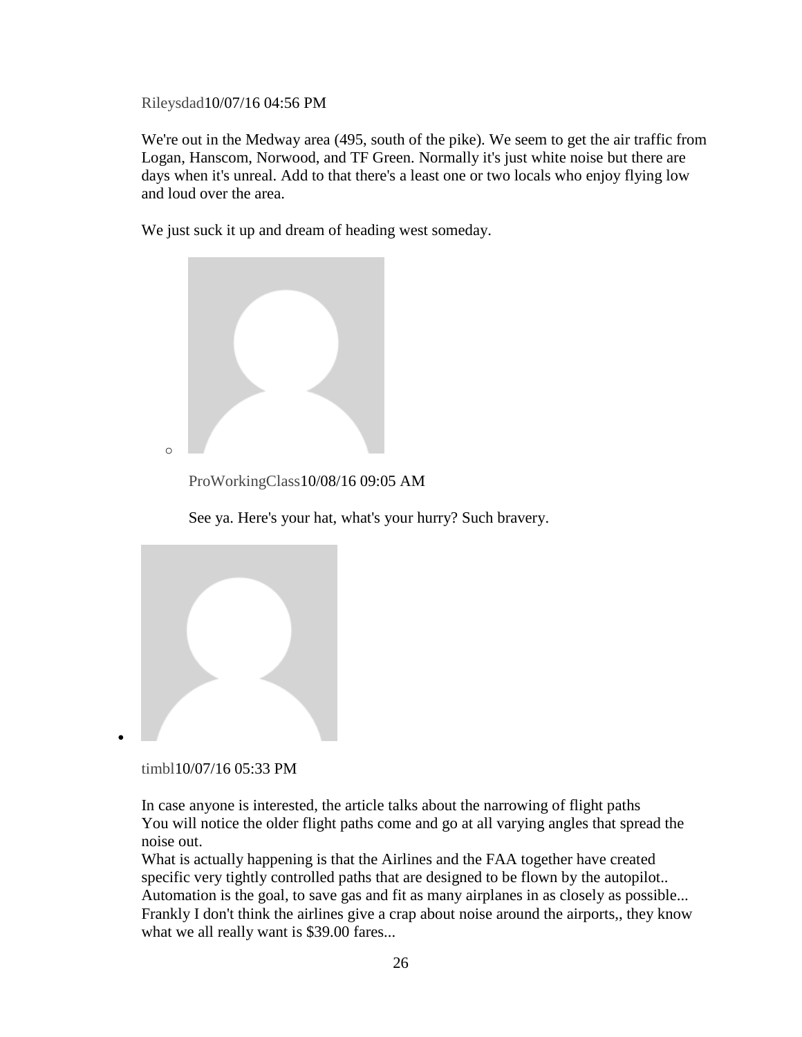Rileysdad10/07/16 04:56 PM

We're out in the Medway area (495, south of the pike). We seem to get the air traffic from Logan, Hanscom, Norwood, and TF Green. Normally it's just white noise but there are days when it's unreal. Add to that there's a least one or two locals who enjoy flying low and loud over the area.

We just suck it up and dream of heading west someday.

- ProWorkingClass10/08/16 09:05 AM

  See ya. Here's your hat, what's your hurry? Such bravery.

- timbl10/07/16 05:33 PM

  In case anyone is interested, the article talks about the narrowing of flight paths
  You will notice the older flight paths come and go at all varying angles that spread the noise out.
  What is actually happening is that the Airlines and the FAA together have created specific very tightly controlled paths that are designed to be flown by the autopilot..
  Automation is the goal, to save gas and fit as many airplanes in as closely as possible...
  Frankly I don't think the airlines give a crap about noise around the airports,, they know what we all really want is $39.00 fares...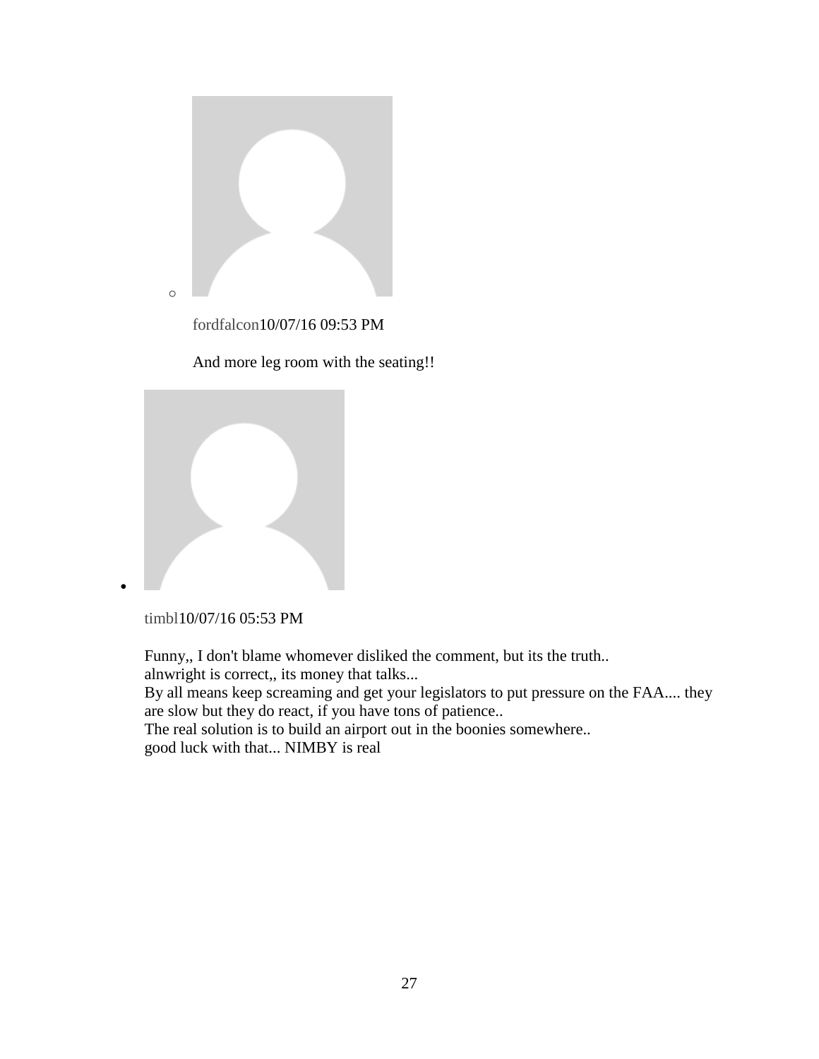- fordfalcon10/07/16 09:53 PM

  And more leg room with the seating!!

- timbl10/07/16 05:53 PM

  Funny,, I don't blame whomever disliked the comment, but its the truth..
  alnwright is correct,, its money that talks...
  By all means keep screaming and get your legislators to put pressure on the FAA.... they are slow but they do react, if you have tons of patience..
  The real solution is to build an airport out in the boonies somewhere..
  good luck with that... NIMBY is real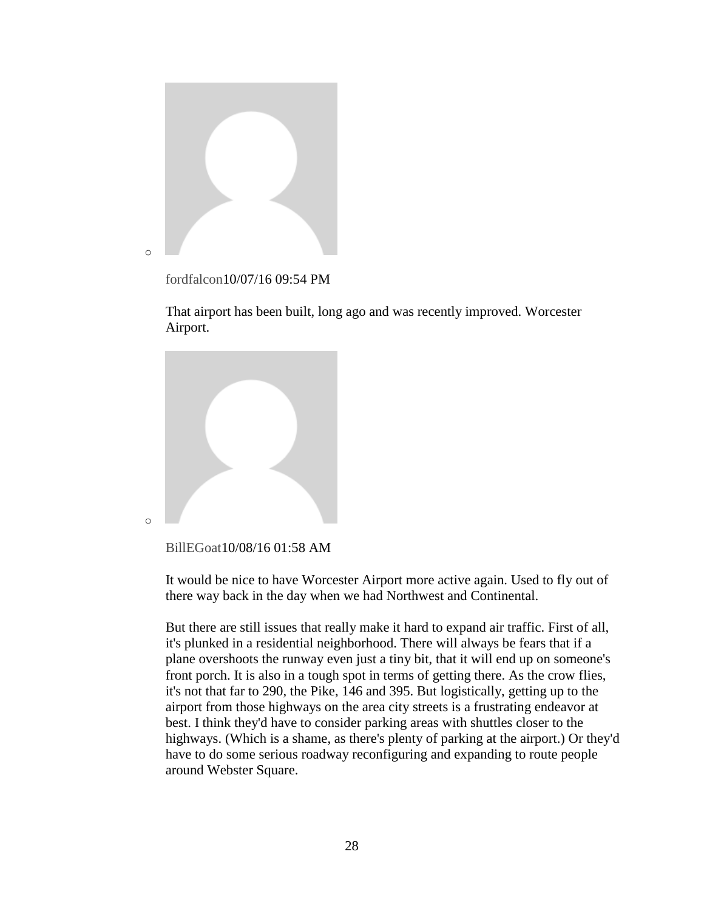fordfalcon10/07/16 09:54 PM

That airport has been built, long ago and was recently improved. Worcester Airport.

BillEGoat10/08/16 01:58 AM

It would be nice to have Worcester Airport more active again. Used to fly out of there way back in the day when we had Northwest and Continental.

But there are still issues that really make it hard to expand air traffic. First of all, it's plunked in a residential neighborhood. There will always be fears that if a plane overshoots the runway even just a tiny bit, that it will end up on someone's front porch. It is also in a tough spot in terms of getting there. As the crow flies, it's not that far to 290, the Pike, 146 and 395. But logistically, getting up to the airport from those highways on the area city streets is a frustrating endeavor at best. I think they'd have to consider parking areas with shuttles closer to the highways. (Which is a shame, as there's plenty of parking at the airport.) Or they'd have to do some serious roadway reconfiguring and expanding to route people around Webster Square.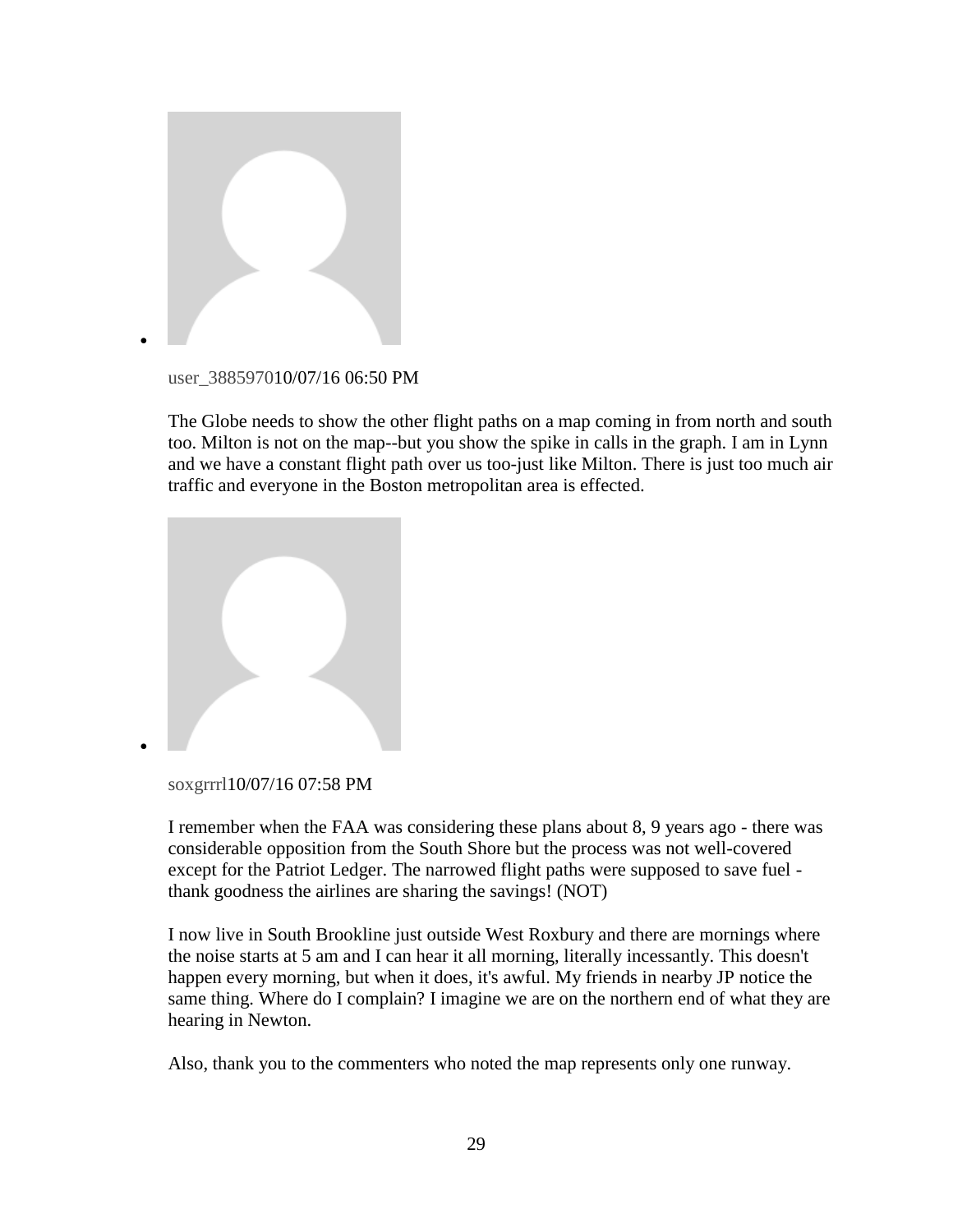- user_388597010/07/16 06:50 PM

  The Globe needs to show the other flight paths on a map coming in from north and south too. Milton is not on the map--but you show the spike in calls in the graph. I am in Lynn and we have a constant flight path over us too-just like Milton. There is just too much air traffic and everyone in the Boston metropolitan area is effected.

- soxgrrrl10/07/16 07:58 PM

  I remember when the FAA was considering these plans about 8, 9 years ago - there was considerable opposition from the South Shore but the process was not well-covered except for the Patriot Ledger. The narrowed flight paths were supposed to save fuel - thank goodness the airlines are sharing the savings! (NOT)

  I now live in South Brookline just outside West Roxbury and there are mornings where the noise starts at 5 am and I can hear it all morning, literally incessantly. This doesn't happen every morning, but when it does, it's awful. My friends in nearby JP notice the same thing. Where do I complain? I imagine we are on the northern end of what they are hearing in Newton.

  Also, thank you to the commenters who noted the map represents only one runway.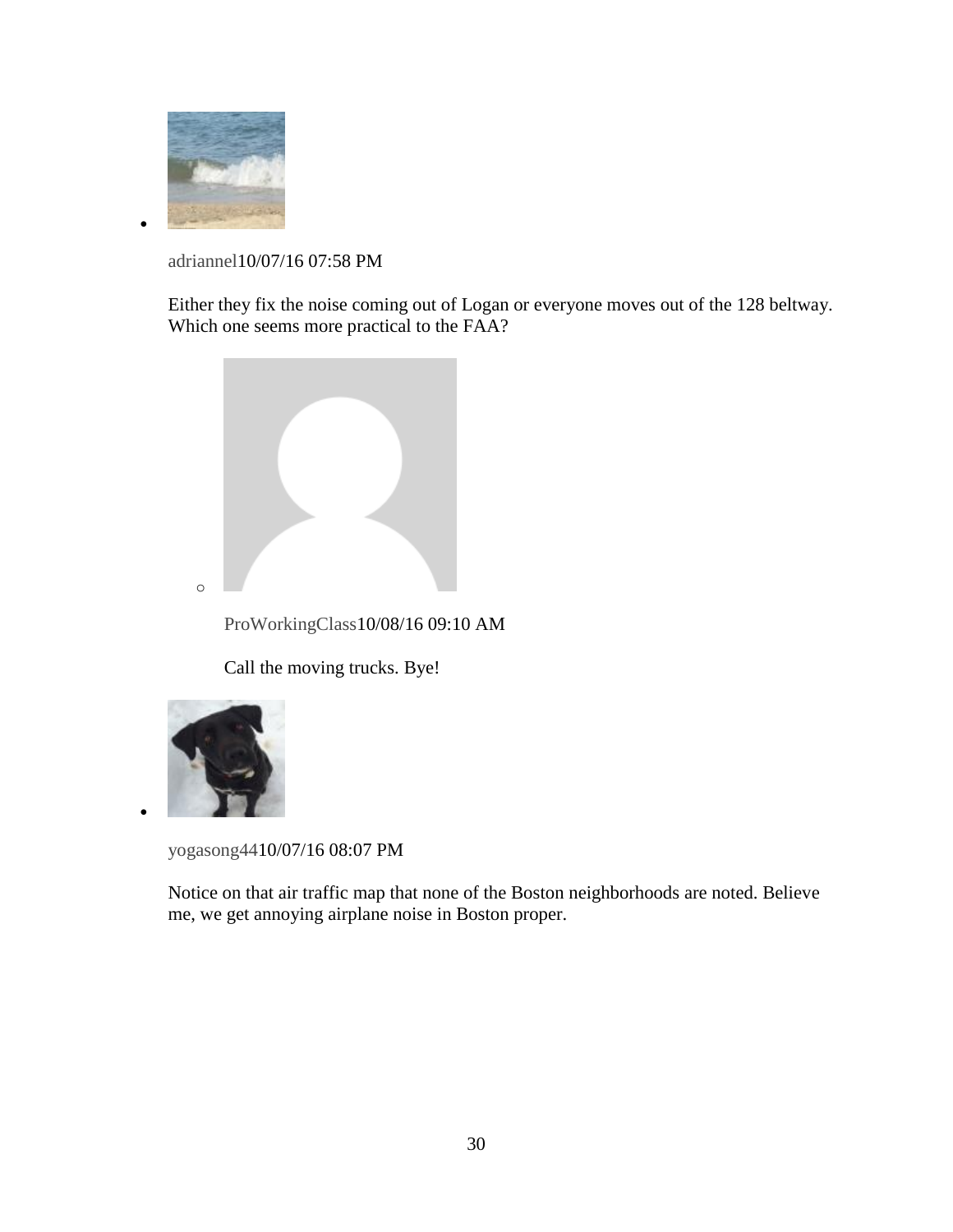- adriannel10/07/16 07:58 PM

  Either they fix the noise coming out of Logan or everyone moves out of the 128 beltway. Which one seems more practical to the FAA?

  - ProWorkingClass10/08/16 09:10 AM

    Call the moving trucks. Bye!

- yogasong4410/07/16 08:07 PM

  Notice on that air traffic map that none of the Boston neighborhoods are noted. Believe me, we get annoying airplane noise in Boston proper.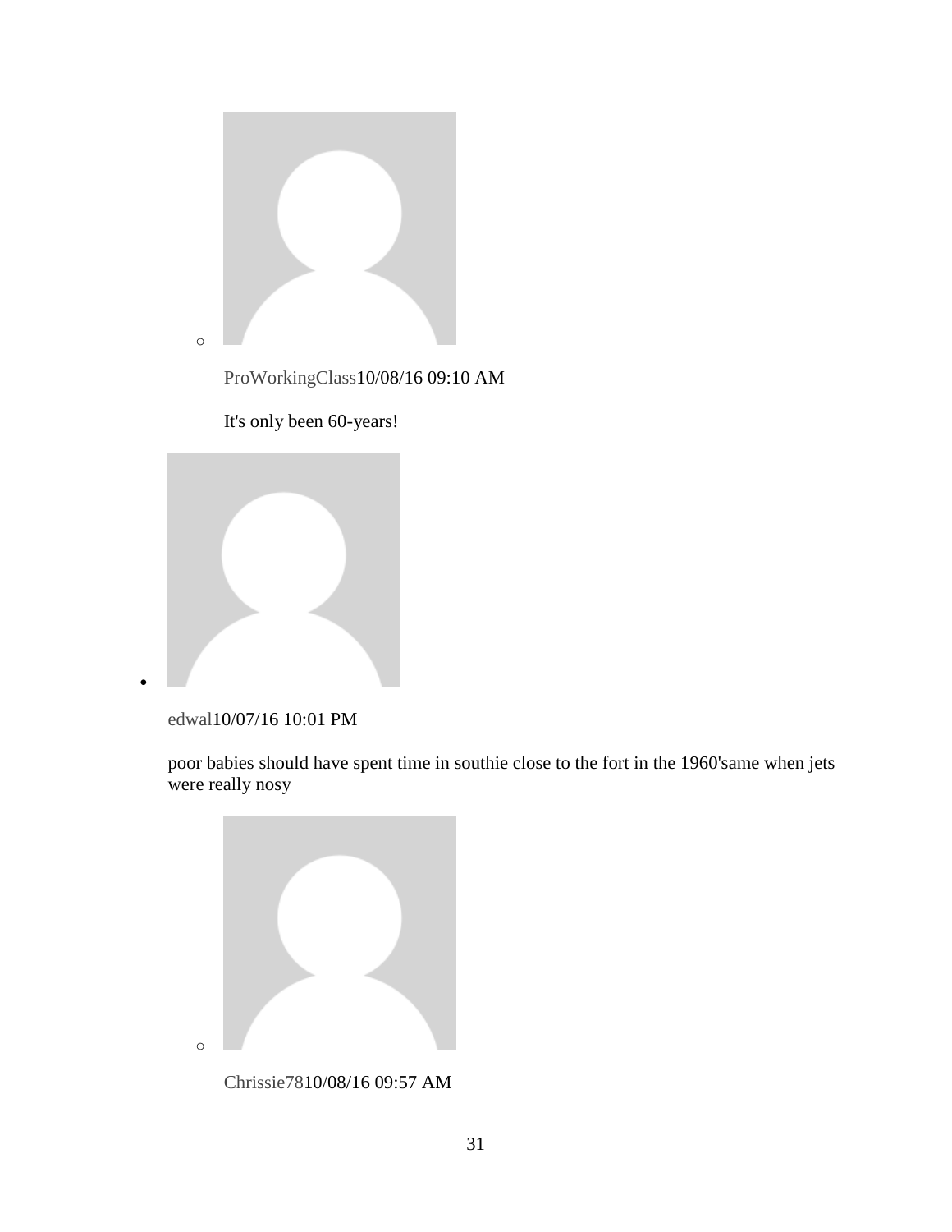- ProWorkingClass10/08/16 09:10 AM

  It's only been 60-years!

- edwal10/07/16 10:01 PM

  poor babies should have spent time in southie close to the fort in the 1960'same when jets were really nosy

  - Chrissie7810/08/16 09:57 AM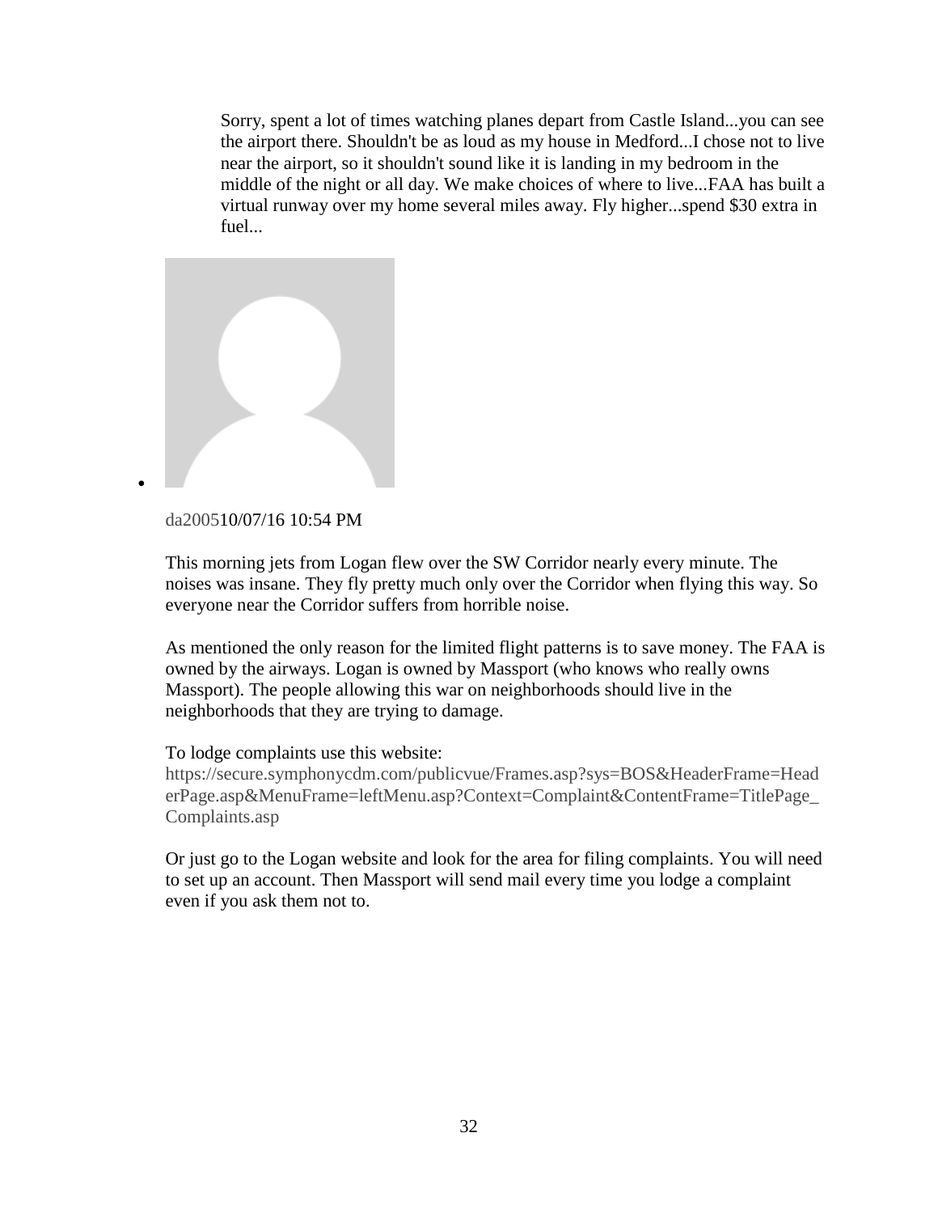Sorry, spent a lot of times watching planes depart from Castle Island...you can see the airport there. Shouldn't be as loud as my house in Medford...I chose not to live near the airport, so it shouldn't sound like it is landing in my bedroom in the middle of the night or all day. We make choices of where to live...FAA has built a virtual runway over my home several miles away. Fly higher...spend $30 extra in fuel...

- da200510/07/16 10:54 PM

  This morning jets from Logan flew over the SW Corridor nearly every minute. The noises was insane. They fly pretty much only over the Corridor when flying this way. So everyone near the Corridor suffers from horrible noise.

  As mentioned the only reason for the limited flight patterns is to save money. The FAA is owned by the airways. Logan is owned by Massport (who knows who really owns Massport). The people allowing this war on neighborhoods should live in the neighborhoods that they are trying to damage.

  To lodge complaints use this website:
  https://secure.symphonycdm.com/publicvue/Frames.asp?sys=BOS&HeaderFrame=HeaderPage.asp&MenuFrame=leftMenu.asp?Context=Complaint&ContentFrame=TitlePage_Complaints.asp

  Or just go to the Logan website and look for the area for filing complaints. You will need to set up an account. Then Massport will send mail every time you lodge a complaint even if you ask them not to.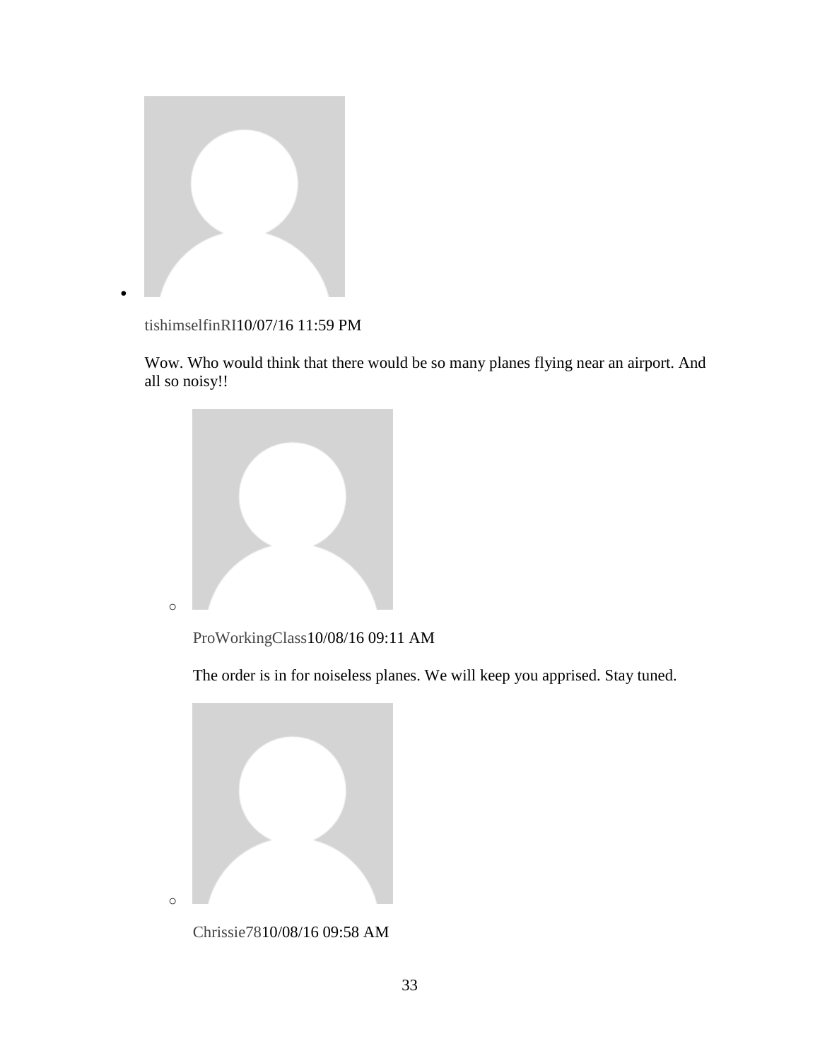- tishimselfinRI10/07/16 11:59 PM

  Wow. Who would think that there would be so many planes flying near an airport. And all so noisy!!

  - ProWorkingClass10/08/16 09:11 AM

    The order is in for noiseless planes. We will keep you apprised. Stay tuned.

  - Chrissie7810/08/16 09:58 AM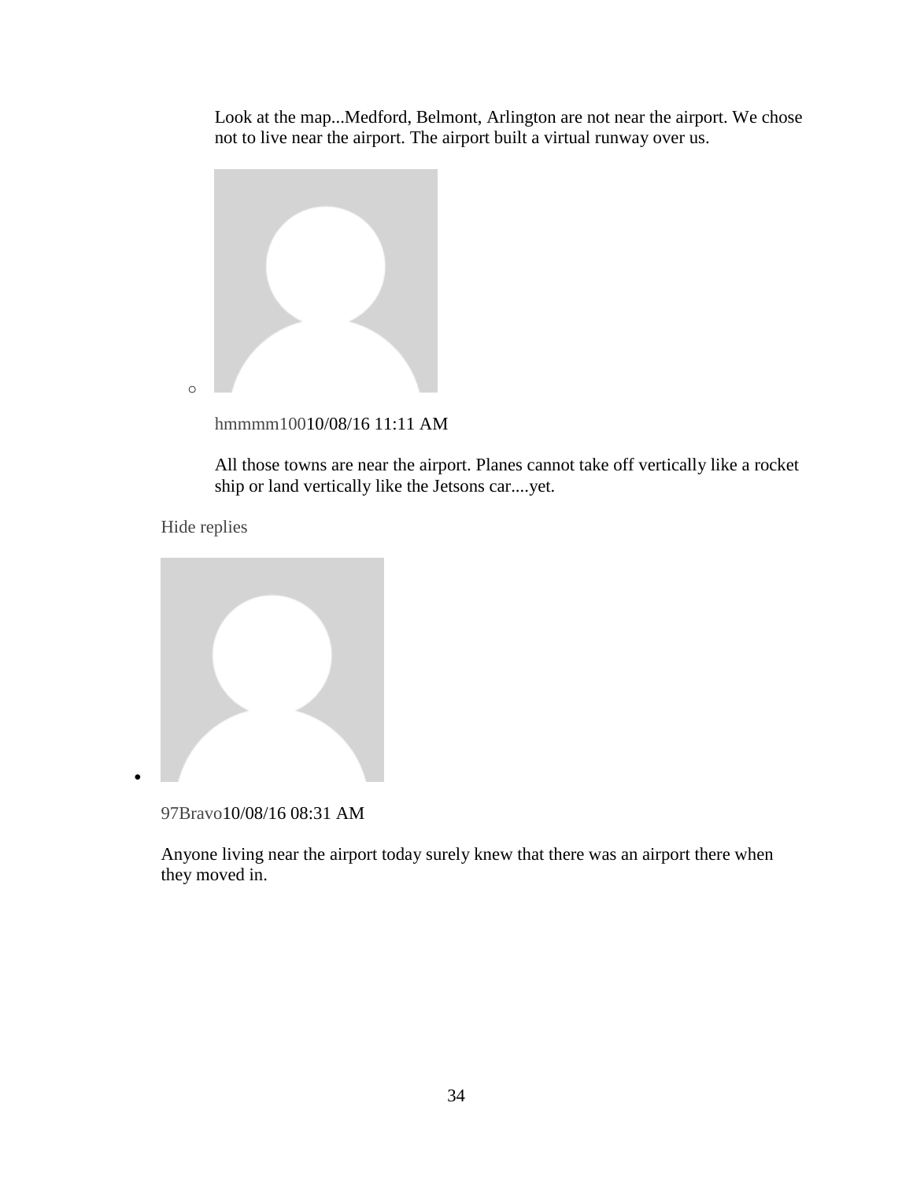Look at the map...Medford, Belmont, Arlington are not near the airport. We chose not to live near the airport. The airport built a virtual runway over us.

hmmmm10010/08/16 11:11 AM

All those towns are near the airport. Planes cannot take off vertically like a rocket ship or land vertically like the Jetsons car....yet.

Hide replies

97Bravo10/08/16 08:31 AM

Anyone living near the airport today surely knew that there was an airport there when they moved in.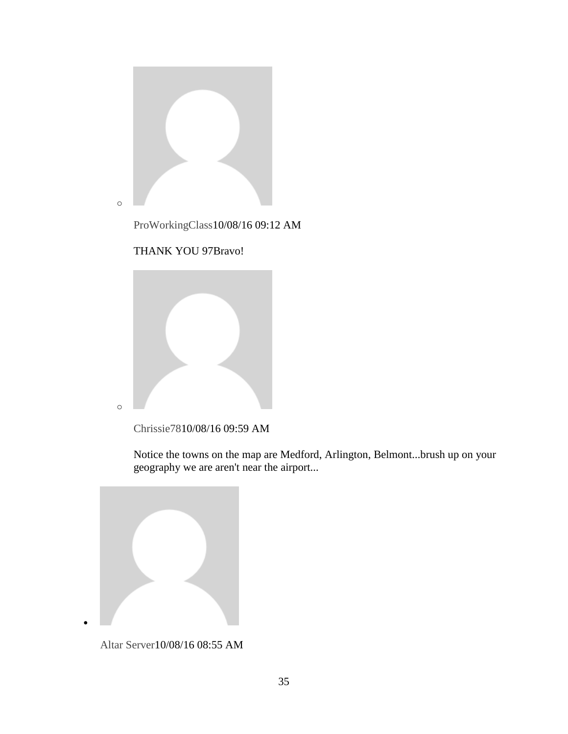- ProWorkingClass10/08/16 09:12 AM

  THANK YOU 97Bravo!

- Chrissie7810/08/16 09:59 AM

  Notice the towns on the map are Medford, Arlington, Belmont...brush up on your geography we are aren't near the airport...

- Altar Server10/08/16 08:55 AM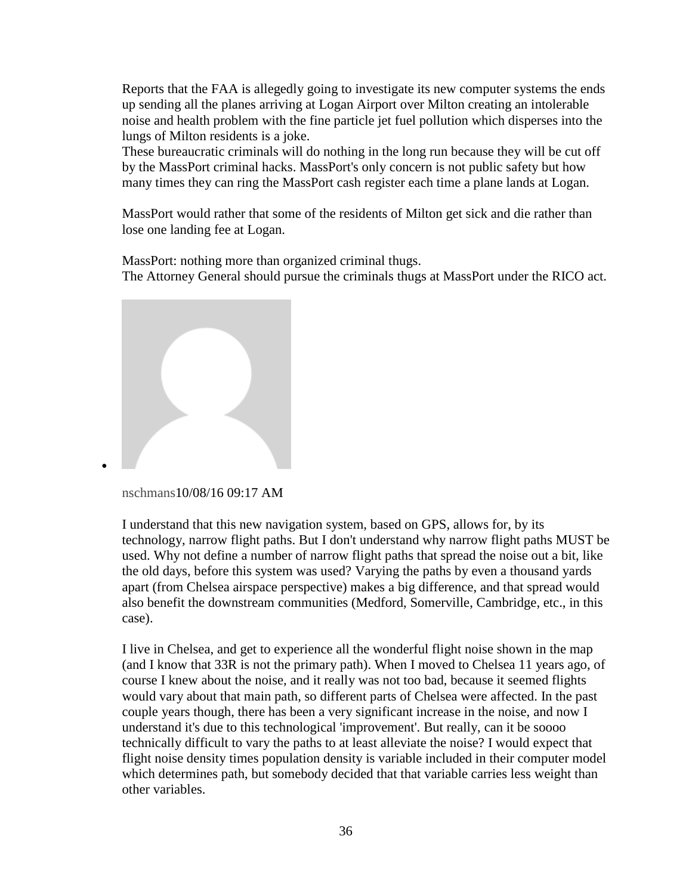Reports that the FAA is allegedly going to investigate its new computer systems the ends up sending all the planes arriving at Logan Airport over Milton creating an intolerable noise and health problem with the fine particle jet fuel pollution which disperses into the lungs of Milton residents is a joke.
These bureaucratic criminals will do nothing in the long run because they will be cut off by the MassPort criminal hacks. MassPort's only concern is not public safety but how many times they can ring the MassPort cash register each time a plane lands at Logan.

MassPort would rather that some of the residents of Milton get sick and die rather than lose one landing fee at Logan.

MassPort: nothing more than organized criminal thugs.
The Attorney General should pursue the criminals thugs at MassPort under the RICO act.

- nschmans10/08/16 09:17 AM

  I understand that this new navigation system, based on GPS, allows for, by its technology, narrow flight paths. But I don't understand why narrow flight paths MUST be used. Why not define a number of narrow flight paths that spread the noise out a bit, like the old days, before this system was used? Varying the paths by even a thousand yards apart (from Chelsea airspace perspective) makes a big difference, and that spread would also benefit the downstream communities (Medford, Somerville, Cambridge, etc., in this case).

  I live in Chelsea, and get to experience all the wonderful flight noise shown in the map (and I know that 33R is not the primary path). When I moved to Chelsea 11 years ago, of course I knew about the noise, and it really was not too bad, because it seemed flights would vary about that main path, so different parts of Chelsea were affected. In the past couple years though, there has been a very significant increase in the noise, and now I understand it's due to this technological 'improvement'. But really, can it be soooo technically difficult to vary the paths to at least alleviate the noise? I would expect that flight noise density times population density is variable included in their computer model which determines path, but somebody decided that that variable carries less weight than other variables.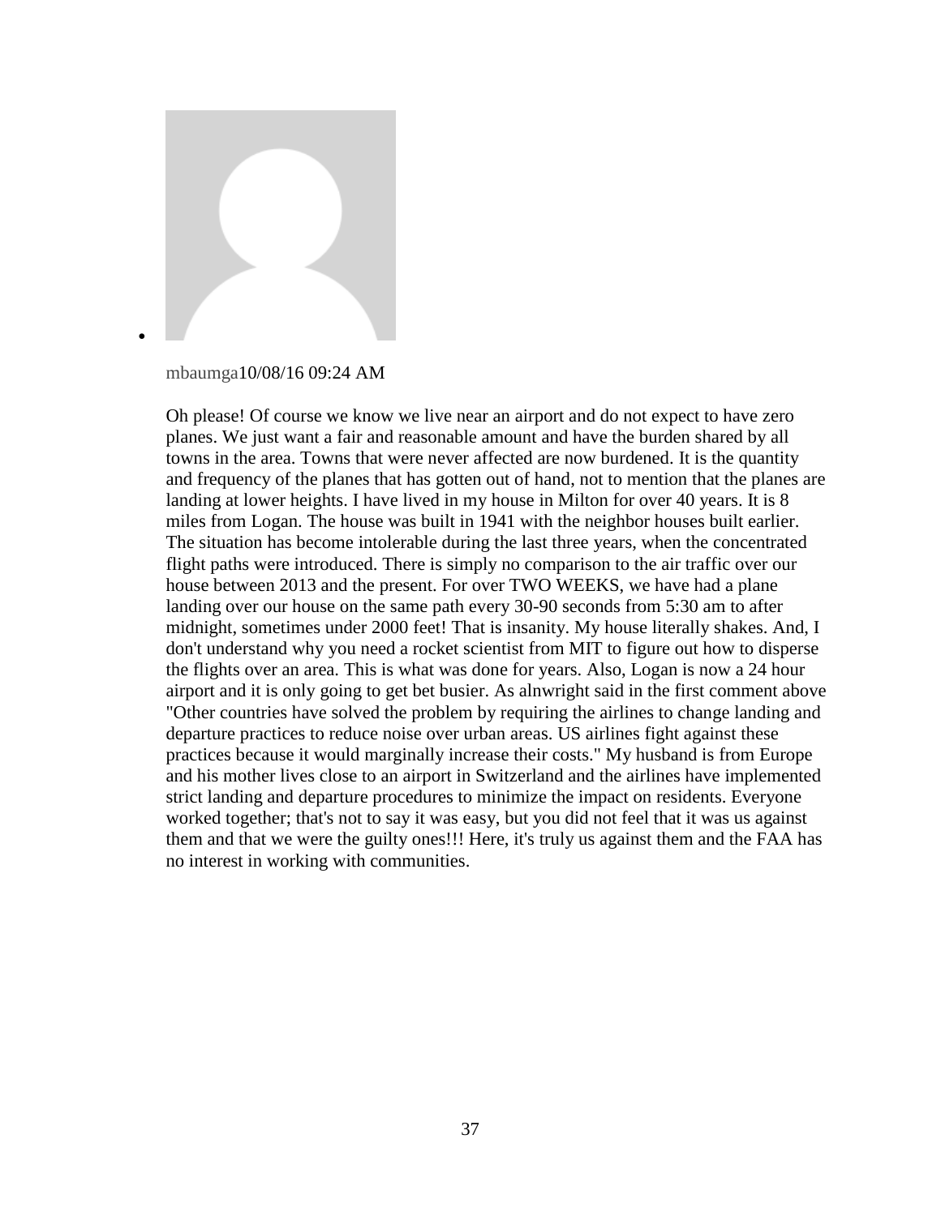- mbaumga10/08/16 09:24 AM

  Oh please! Of course we know we live near an airport and do not expect to have zero planes. We just want a fair and reasonable amount and have the burden shared by all towns in the area. Towns that were never affected are now burdened. It is the quantity and frequency of the planes that has gotten out of hand, not to mention that the planes are landing at lower heights. I have lived in my house in Milton for over 40 years. It is 8 miles from Logan. The house was built in 1941 with the neighbor houses built earlier. The situation has become intolerable during the last three years, when the concentrated flight paths were introduced. There is simply no comparison to the air traffic over our house between 2013 and the present. For over TWO WEEKS, we have had a plane landing over our house on the same path every 30-90 seconds from 5:30 am to after midnight, sometimes under 2000 feet! That is insanity. My house literally shakes. And, I don't understand why you need a rocket scientist from MIT to figure out how to disperse the flights over an area. This is what was done for years. Also, Logan is now a 24 hour airport and it is only going to get bet busier. As alnwright said in the first comment above "Other countries have solved the problem by requiring the airlines to change landing and departure practices to reduce noise over urban areas. US airlines fight against these practices because it would marginally increase their costs." My husband is from Europe and his mother lives close to an airport in Switzerland and the airlines have implemented strict landing and departure procedures to minimize the impact on residents. Everyone worked together; that's not to say it was easy, but you did not feel that it was us against them and that we were the guilty ones!!! Here, it's truly us against them and the FAA has no interest in working with communities.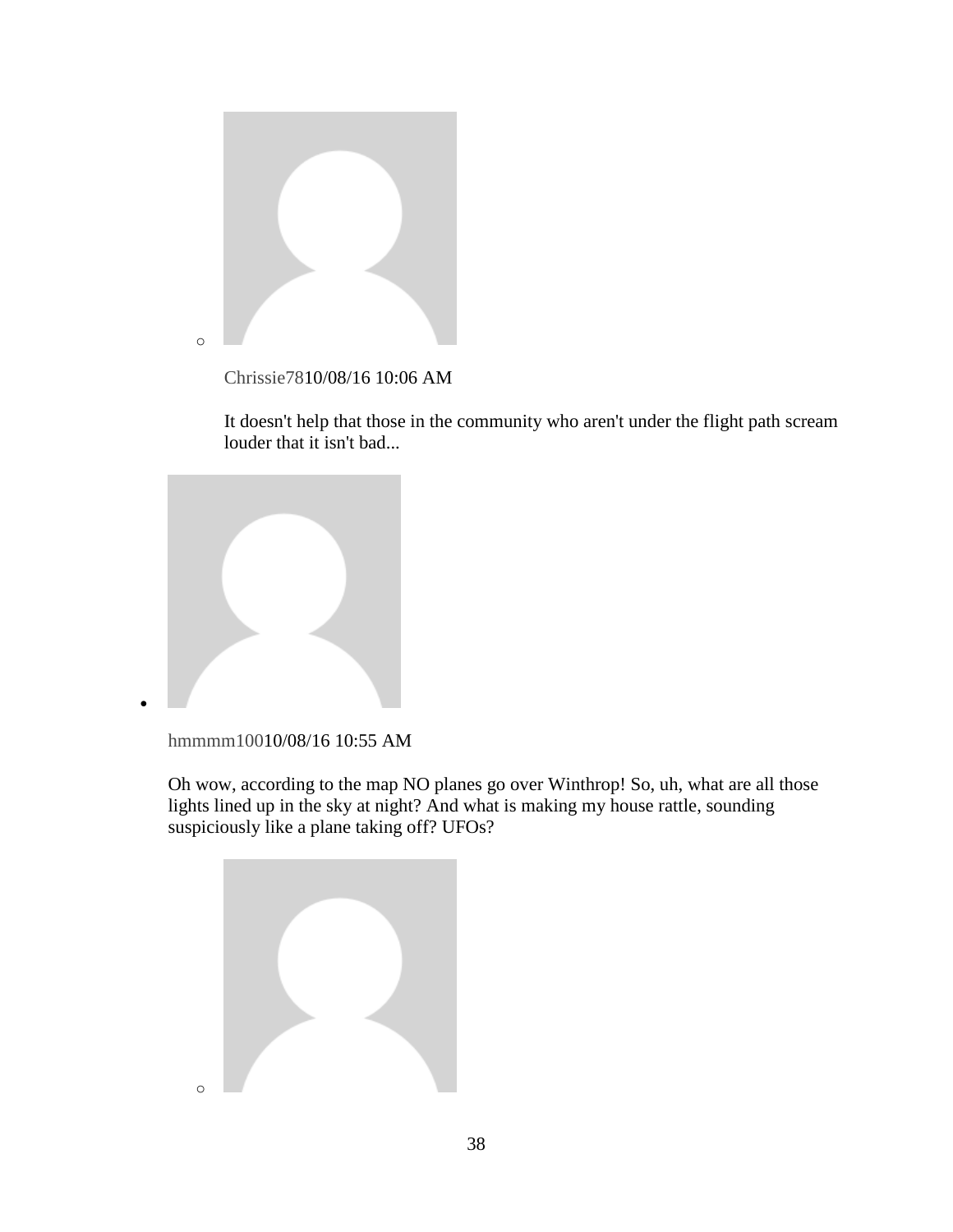- Chrissie7810/08/16 10:06 AM

  It doesn't help that those in the community who aren't under the flight path scream louder that it isn't bad...

- hmmmm10010/08/16 10:55 AM

  Oh wow, according to the map NO planes go over Winthrop! So, uh, what are all those lights lined up in the sky at night? And what is making my house rattle, sounding suspiciously like a plane taking off? UFOs?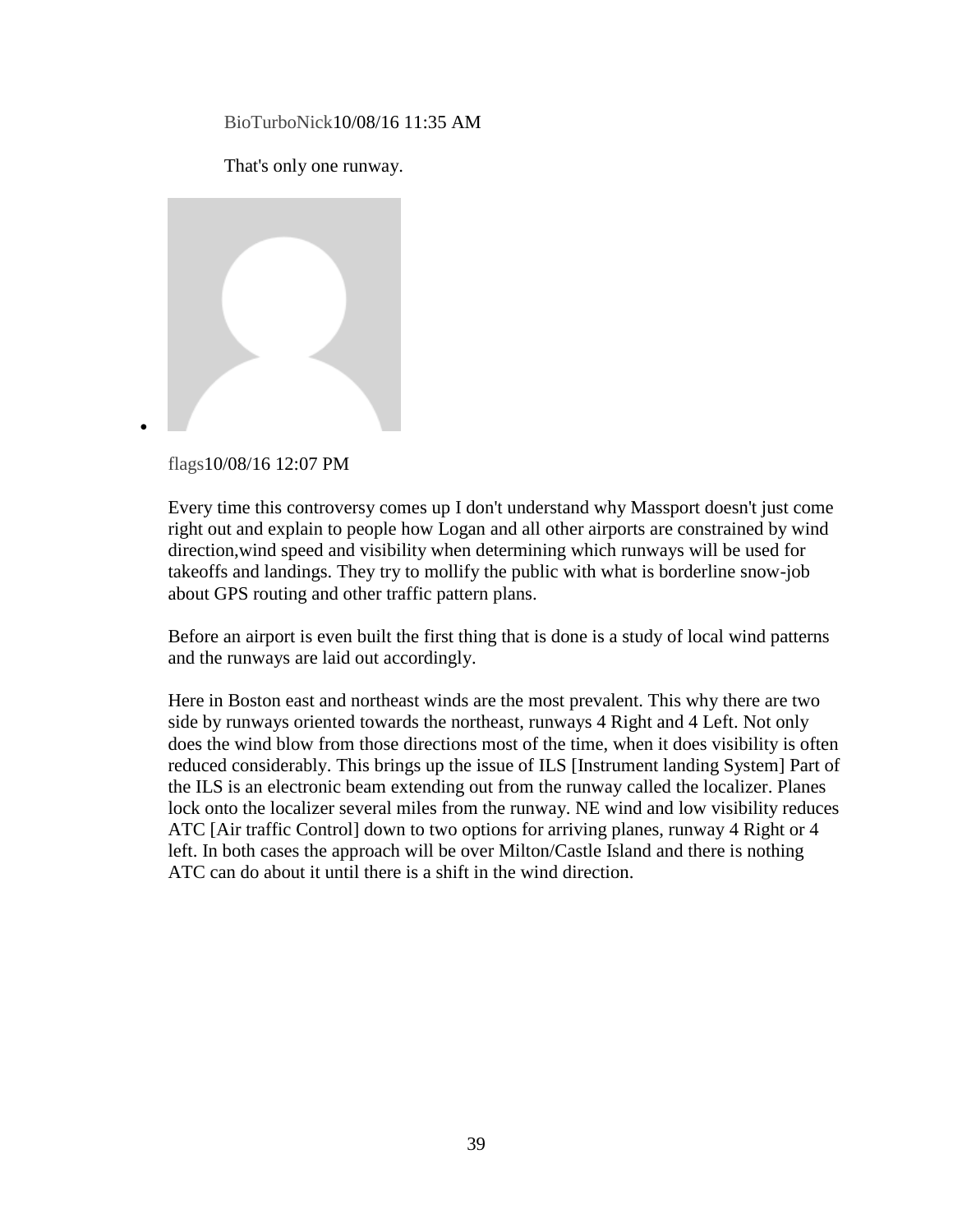BioTurboNick10/08/16 11:35 AM

That's only one runway.

- flags10/08/16 12:07 PM

Every time this controversy comes up I don't understand why Massport doesn't just come right out and explain to people how Logan and all other airports are constrained by wind direction,wind speed and visibility when determining which runways will be used for takeoffs and landings. They try to mollify the public with what is borderline snow-job about GPS routing and other traffic pattern plans.

Before an airport is even built the first thing that is done is a study of local wind patterns and the runways are laid out accordingly.

Here in Boston east and northeast winds are the most prevalent. This why there are two side by runways oriented towards the northeast, runways 4 Right and 4 Left. Not only does the wind blow from those directions most of the time, when it does visibility is often reduced considerably. This brings up the issue of ILS [Instrument landing System] Part of the ILS is an electronic beam extending out from the runway called the localizer. Planes lock onto the localizer several miles from the runway. NE wind and low visibility reduces ATC [Air traffic Control] down to two options for arriving planes, runway 4 Right or 4 left. In both cases the approach will be over Milton/Castle Island and there is nothing ATC can do about it until there is a shift in the wind direction.